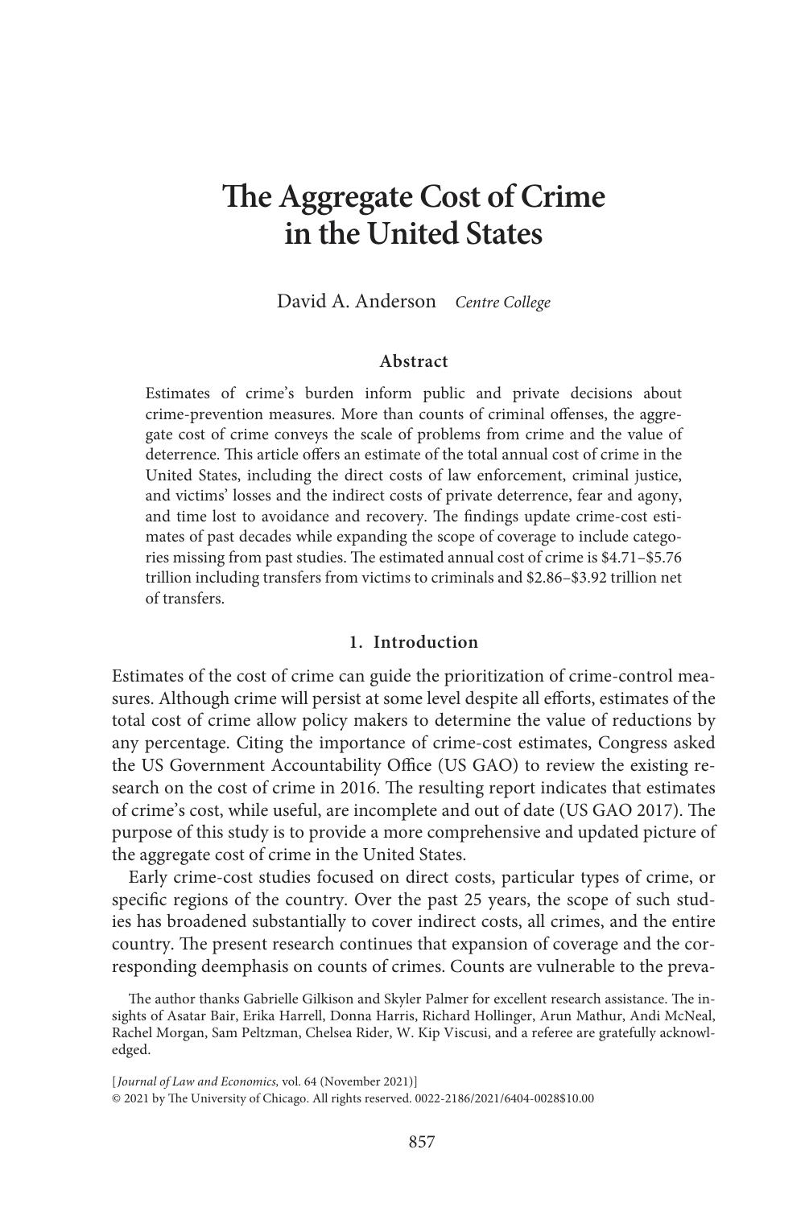# The Aggregate Cost of Crime in the United States

David A. Anderson *Centre College*

### Abstract

Estimates of crime's burden inform public and private decisions about crime-prevention measures. More than counts of criminal offenses, the aggregate cost of crime conveys the scale of problems from crime and the value of deterrence. This article offers an estimate of the total annual cost of crime in the United States, including the direct costs of law enforcement, criminal justice, and victims' losses and the indirect costs of private deterrence, fear and agony, and time lost to avoidance and recovery. The findings update crime-cost estimates of past decades while expanding the scope of coverage to include categories missing from past studies. The estimated annual cost of crime is $4.71–$5.76 trillion including transfers from victims to criminals and $2.86–$3.92 trillion net of transfers.

## 1. Introduction

Estimates of the cost of crime can guide the prioritization of crime-control measures. Although crime will persist at some level despite all efforts, estimates of the total cost of crime allow policy makers to determine the value of reductions by any percentage. Citing the importance of crime-cost estimates, Congress asked the US Government Accountability Office (US GAO) to review the existing research on the cost of crime in 2016. The resulting report indicates that estimates of crime's cost, while useful, are incomplete and out of date (US GAO 2017). The purpose of this study is to provide a more comprehensive and updated picture of the aggregate cost of crime in the United States.

Early crime-cost studies focused on direct costs, particular types of crime, or specific regions of the country. Over the past 25 years, the scope of such studies has broadened substantially to cover indirect costs, all crimes, and the entire country. The present research continues that expansion of coverage and the corresponding deemphasis on counts of crimes. Counts are vulnerable to the preva-

The author thanks Gabrielle Gilkison and Skyler Palmer for excellent research assistance. The insights of Asatar Bair, Erika Harrell, Donna Harris, Richard Hollinger, Arun Mathur, Andi McNeal, Rachel Morgan, Sam Peltzman, Chelsea Rider, W. Kip Viscusi, and a referee are gratefully acknowledged.

[*Journal of Law and Economics*, vol. 64 (November 2021)]
© 2021 by The University of Chicago. All rights reserved. 0022-2186/2021/6404-0028$10.00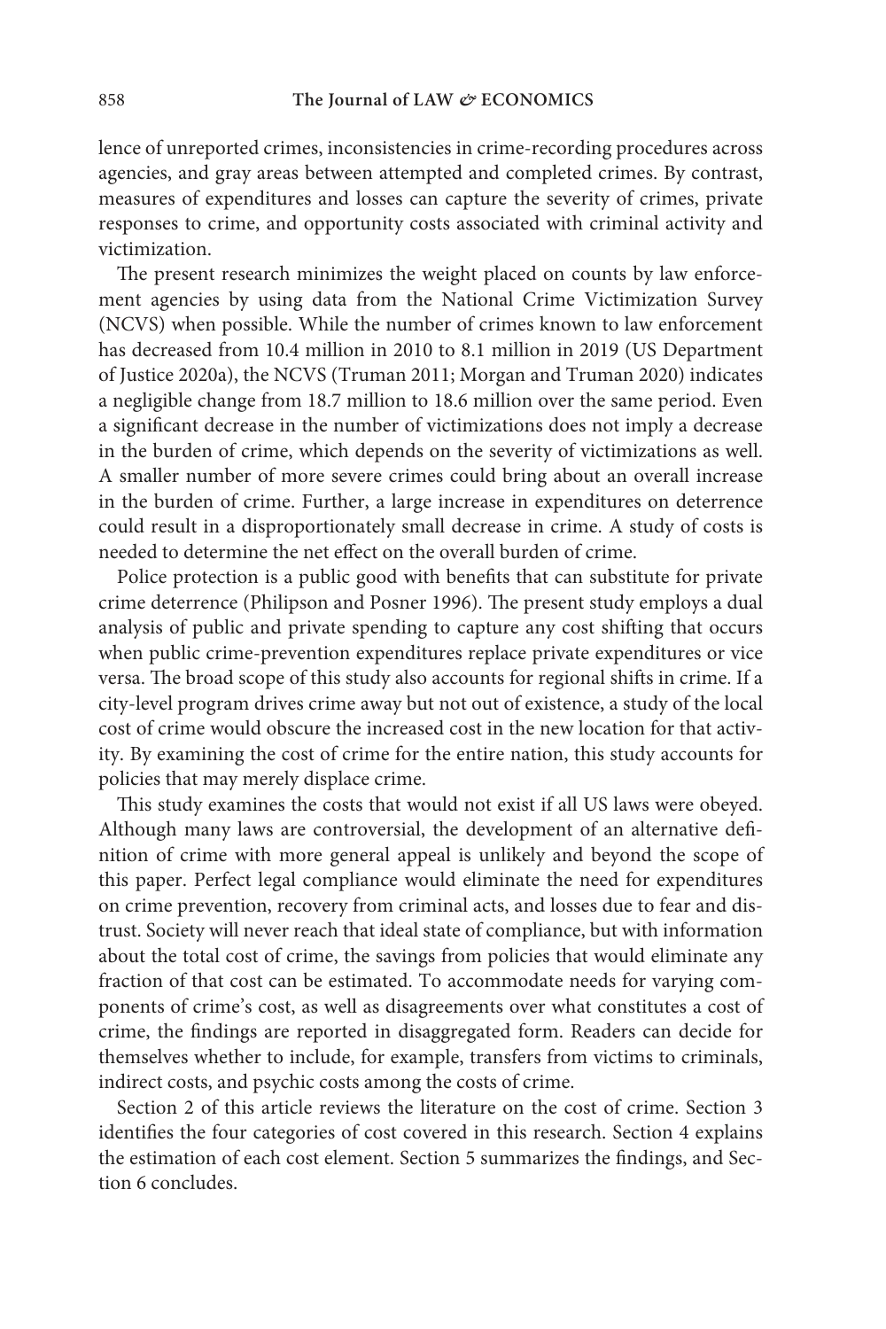lence of unreported crimes, inconsistencies in crime-recording procedures across agencies, and gray areas between attempted and completed crimes. By contrast, measures of expenditures and losses can capture the severity of crimes, private responses to crime, and opportunity costs associated with criminal activity and victimization.

The present research minimizes the weight placed on counts by law enforcement agencies by using data from the National Crime Victimization Survey (NCVS) when possible. While the number of crimes known to law enforcement has decreased from 10.4 million in 2010 to 8.1 million in 2019 (US Department of Justice 2020a), the NCVS (Truman 2011; Morgan and Truman 2020) indicates a negligible change from 18.7 million to 18.6 million over the same period. Even a significant decrease in the number of victimizations does not imply a decrease in the burden of crime, which depends on the severity of victimizations as well. A smaller number of more severe crimes could bring about an overall increase in the burden of crime. Further, a large increase in expenditures on deterrence could result in a disproportionately small decrease in crime. A study of costs is needed to determine the net effect on the overall burden of crime.

Police protection is a public good with benefits that can substitute for private crime deterrence (Philipson and Posner 1996). The present study employs a dual analysis of public and private spending to capture any cost shifting that occurs when public crime-prevention expenditures replace private expenditures or vice versa. The broad scope of this study also accounts for regional shifts in crime. If a city-level program drives crime away but not out of existence, a study of the local cost of crime would obscure the increased cost in the new location for that activity. By examining the cost of crime for the entire nation, this study accounts for policies that may merely displace crime.

This study examines the costs that would not exist if all US laws were obeyed. Although many laws are controversial, the development of an alternative definition of crime with more general appeal is unlikely and beyond the scope of this paper. Perfect legal compliance would eliminate the need for expenditures on crime prevention, recovery from criminal acts, and losses due to fear and distrust. Society will never reach that ideal state of compliance, but with information about the total cost of crime, the savings from policies that would eliminate any fraction of that cost can be estimated. To accommodate needs for varying components of crime's cost, as well as disagreements over what constitutes a cost of crime, the findings are reported in disaggregated form. Readers can decide for themselves whether to include, for example, transfers from victims to criminals, indirect costs, and psychic costs among the costs of crime.

Section 2 of this article reviews the literature on the cost of crime. Section 3 identifies the four categories of cost covered in this research. Section 4 explains the estimation of each cost element. Section 5 summarizes the findings, and Section 6 concludes.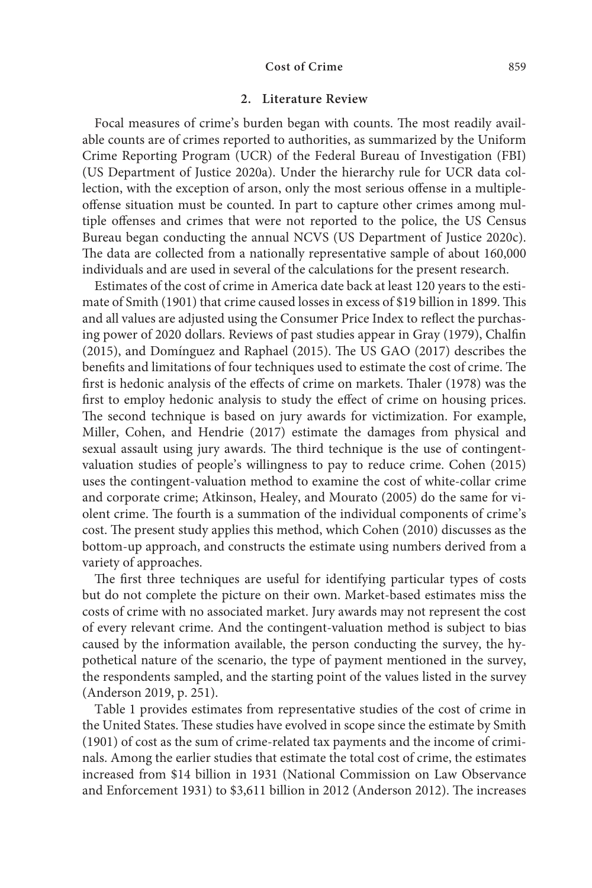## 2. Literature Review

Focal measures of crime's burden began with counts. The most readily available counts are of crimes reported to authorities, as summarized by the Uniform Crime Reporting Program (UCR) of the Federal Bureau of Investigation (FBI) (US Department of Justice 2020a). Under the hierarchy rule for UCR data collection, with the exception of arson, only the most serious offense in a multiple-offense situation must be counted. In part to capture other crimes among multiple offenses and crimes that were not reported to the police, the US Census Bureau began conducting the annual NCVS (US Department of Justice 2020c). The data are collected from a nationally representative sample of about 160,000 individuals and are used in several of the calculations for the present research.

Estimates of the cost of crime in America date back at least 120 years to the estimate of Smith (1901) that crime caused losses in excess of $19 billion in 1899. This and all values are adjusted using the Consumer Price Index to reflect the purchasing power of 2020 dollars. Reviews of past studies appear in Gray (1979), Chalfin (2015), and Domínguez and Raphael (2015). The US GAO (2017) describes the benefits and limitations of four techniques used to estimate the cost of crime. The first is hedonic analysis of the effects of crime on markets. Thaler (1978) was the first to employ hedonic analysis to study the effect of crime on housing prices. The second technique is based on jury awards for victimization. For example, Miller, Cohen, and Hendrie (2017) estimate the damages from physical and sexual assault using jury awards. The third technique is the use of contingent-valuation studies of people's willingness to pay to reduce crime. Cohen (2015) uses the contingent-valuation method to examine the cost of white-collar crime and corporate crime; Atkinson, Healey, and Mourato (2005) do the same for violent crime. The fourth is a summation of the individual components of crime's cost. The present study applies this method, which Cohen (2010) discusses as the bottom-up approach, and constructs the estimate using numbers derived from a variety of approaches.

The first three techniques are useful for identifying particular types of costs but do not complete the picture on their own. Market-based estimates miss the costs of crime with no associated market. Jury awards may not represent the cost of every relevant crime. And the contingent-valuation method is subject to bias caused by the information available, the person conducting the survey, the hypothetical nature of the scenario, the type of payment mentioned in the survey, the respondents sampled, and the starting point of the values listed in the survey (Anderson 2019, p. 251).

Table 1 provides estimates from representative studies of the cost of crime in the United States. These studies have evolved in scope since the estimate by Smith (1901) of cost as the sum of crime-related tax payments and the income of criminals. Among the earlier studies that estimate the total cost of crime, the estimates increased from $14 billion in 1931 (National Commission on Law Observance and Enforcement 1931) to $3,611 billion in 2012 (Anderson 2012). The increases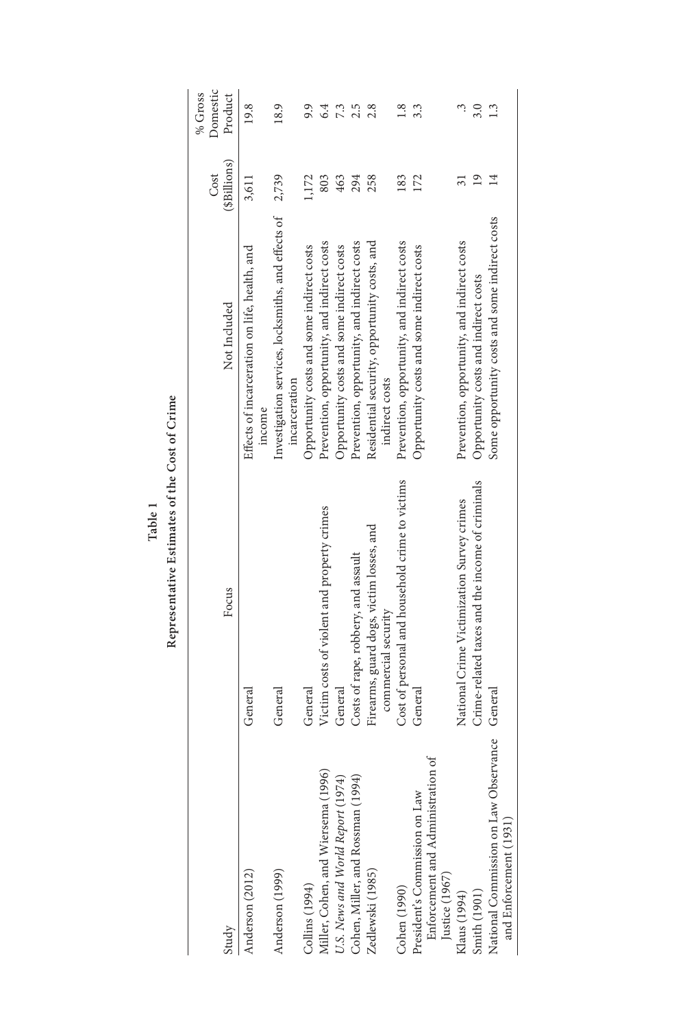**Table 1**

**Representative Estimates of the Cost of Crime**

| Study | Focus | Not Included | Cost ($Billions) | % Gross Domestic Product |
|---|---|---|---|---|
| Anderson (2012) | General | Effects of incarceration on life, health, and income | 3,611 | 19.8 |
| Anderson (1999) | General | Investigation services, locksmiths, and effects of incarceration | 2,739 | 18.9 |
| Collins (1994) | General | Opportunity costs and some indirect costs | 1,172 | 9.9 |
| Miller, Cohen, and Wiersema (1996) | Victim costs of violent and property crimes | Prevention, opportunity, and indirect costs | 803 | 6.4 |
| *U.S. News and World Report* (1974) | General | Opportunity costs and some indirect costs | 463 | 7.3 |
| Cohen, Miller, and Rossman (1994) | Costs of rape, robbery, and assault | Prevention, opportunity, and indirect costs | 294 | 2.5 |
| Zedlewski (1985) | Firearms, guard dogs, victim losses, and commercial security | Residential security, opportunity costs, and indirect costs | 258 | 2.8 |
| Cohen (1990) | Cost of personal and household crime to victims | Prevention, opportunity, and indirect costs | 183 | 1.8 |
| President's Commission on Law Enforcement and Administration of Justice (1967) | General | Opportunity costs and some indirect costs | 172 | 3.3 |
| Klaus (1994) | National Crime Victimization Survey crimes | Prevention, opportunity, and indirect costs | 31 | .3 |
| Smith (1901) | Crime-related taxes and the income of criminals | Opportunity costs and indirect costs | 19 | 3.0 |
| National Commission on Law Observance and Enforcement (1931) | General | Some opportunity costs and some indirect costs | 14 | 1.3 |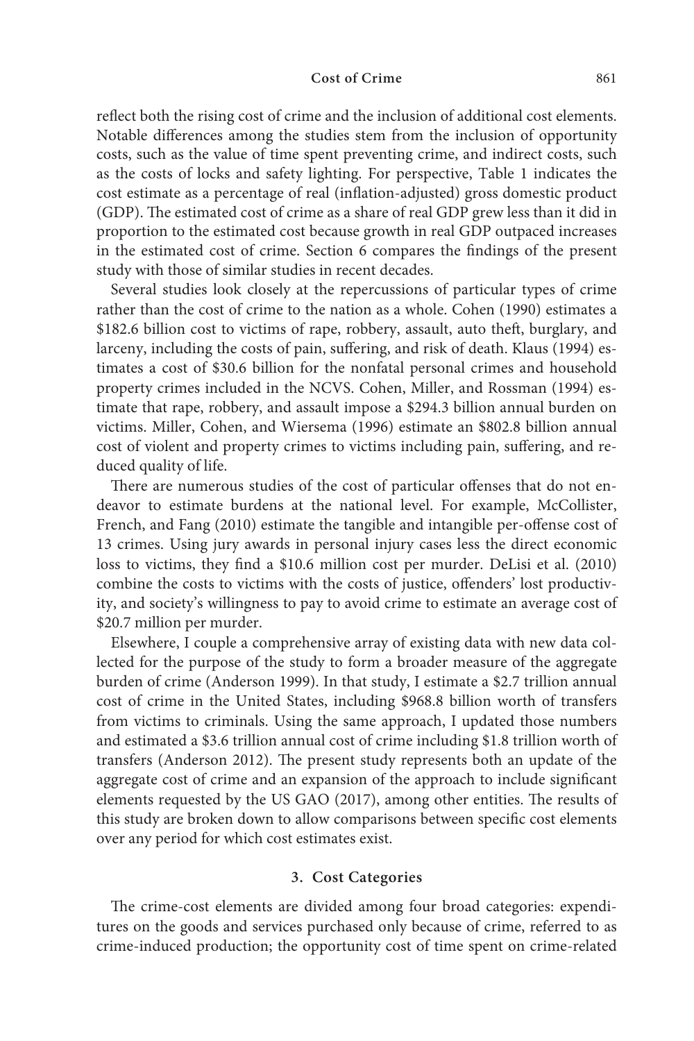reflect both the rising cost of crime and the inclusion of additional cost elements. Notable differences among the studies stem from the inclusion of opportunity costs, such as the value of time spent preventing crime, and indirect costs, such as the costs of locks and safety lighting. For perspective, Table 1 indicates the cost estimate as a percentage of real (inflation-adjusted) gross domestic product (GDP). The estimated cost of crime as a share of real GDP grew less than it did in proportion to the estimated cost because growth in real GDP outpaced increases in the estimated cost of crime. Section 6 compares the findings of the present study with those of similar studies in recent decades.

Several studies look closely at the repercussions of particular types of crime rather than the cost of crime to the nation as a whole. Cohen (1990) estimates a $182.6 billion cost to victims of rape, robbery, assault, auto theft, burglary, and larceny, including the costs of pain, suffering, and risk of death. Klaus (1994) estimates a cost of $30.6 billion for the nonfatal personal crimes and household property crimes included in the NCVS. Cohen, Miller, and Rossman (1994) estimate that rape, robbery, and assault impose a $294.3 billion annual burden on victims. Miller, Cohen, and Wiersema (1996) estimate an $802.8 billion annual cost of violent and property crimes to victims including pain, suffering, and reduced quality of life.

There are numerous studies of the cost of particular offenses that do not endeavor to estimate burdens at the national level. For example, McCollister, French, and Fang (2010) estimate the tangible and intangible per-offense cost of 13 crimes. Using jury awards in personal injury cases less the direct economic loss to victims, they find a $10.6 million cost per murder. DeLisi et al. (2010) combine the costs to victims with the costs of justice, offenders' lost productivity, and society's willingness to pay to avoid crime to estimate an average cost of $20.7 million per murder.

Elsewhere, I couple a comprehensive array of existing data with new data collected for the purpose of the study to form a broader measure of the aggregate burden of crime (Anderson 1999). In that study, I estimate a $2.7 trillion annual cost of crime in the United States, including $968.8 billion worth of transfers from victims to criminals. Using the same approach, I updated those numbers and estimated a $3.6 trillion annual cost of crime including $1.8 trillion worth of transfers (Anderson 2012). The present study represents both an update of the aggregate cost of crime and an expansion of the approach to include significant elements requested by the US GAO (2017), among other entities. The results of this study are broken down to allow comparisons between specific cost elements over any period for which cost estimates exist.

## 3. Cost Categories

The crime-cost elements are divided among four broad categories: expenditures on the goods and services purchased only because of crime, referred to as crime-induced production; the opportunity cost of time spent on crime-related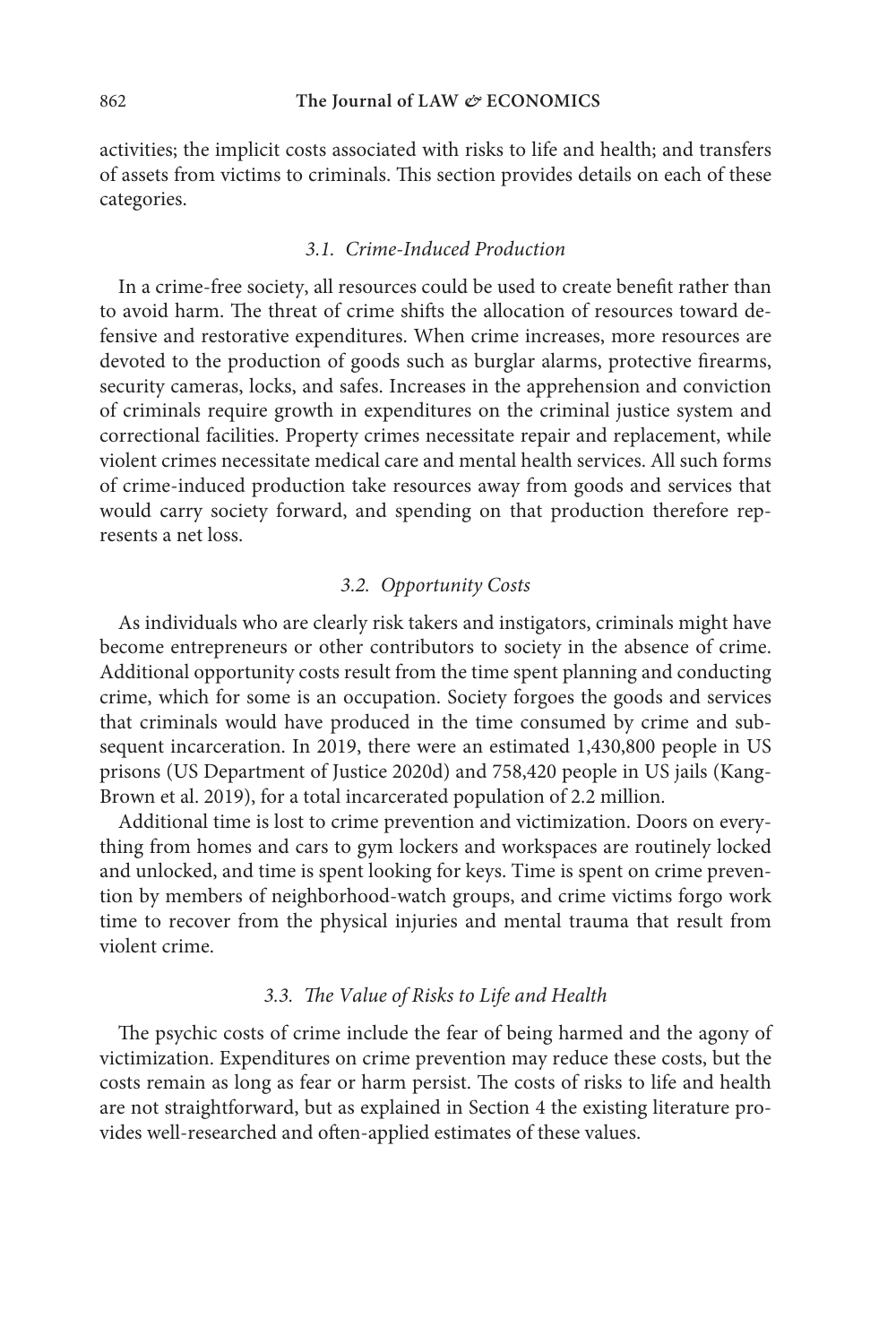activities; the implicit costs associated with risks to life and health; and transfers of assets from victims to criminals. This section provides details on each of these categories.

### *3.1. Crime-Induced Production*

In a crime-free society, all resources could be used to create benefit rather than to avoid harm. The threat of crime shifts the allocation of resources toward defensive and restorative expenditures. When crime increases, more resources are devoted to the production of goods such as burglar alarms, protective firearms, security cameras, locks, and safes. Increases in the apprehension and conviction of criminals require growth in expenditures on the criminal justice system and correctional facilities. Property crimes necessitate repair and replacement, while violent crimes necessitate medical care and mental health services. All such forms of crime-induced production take resources away from goods and services that would carry society forward, and spending on that production therefore represents a net loss.

### *3.2. Opportunity Costs*

As individuals who are clearly risk takers and instigators, criminals might have become entrepreneurs or other contributors to society in the absence of crime. Additional opportunity costs result from the time spent planning and conducting crime, which for some is an occupation. Society forgoes the goods and services that criminals would have produced in the time consumed by crime and subsequent incarceration. In 2019, there were an estimated 1,430,800 people in US prisons (US Department of Justice 2020d) and 758,420 people in US jails (Kang-Brown et al. 2019), for a total incarcerated population of 2.2 million.

Additional time is lost to crime prevention and victimization. Doors on everything from homes and cars to gym lockers and workspaces are routinely locked and unlocked, and time is spent looking for keys. Time is spent on crime prevention by members of neighborhood-watch groups, and crime victims forgo work time to recover from the physical injuries and mental trauma that result from violent crime.

### *3.3. The Value of Risks to Life and Health*

The psychic costs of crime include the fear of being harmed and the agony of victimization. Expenditures on crime prevention may reduce these costs, but the costs remain as long as fear or harm persist. The costs of risks to life and health are not straightforward, but as explained in Section 4 the existing literature provides well-researched and often-applied estimates of these values.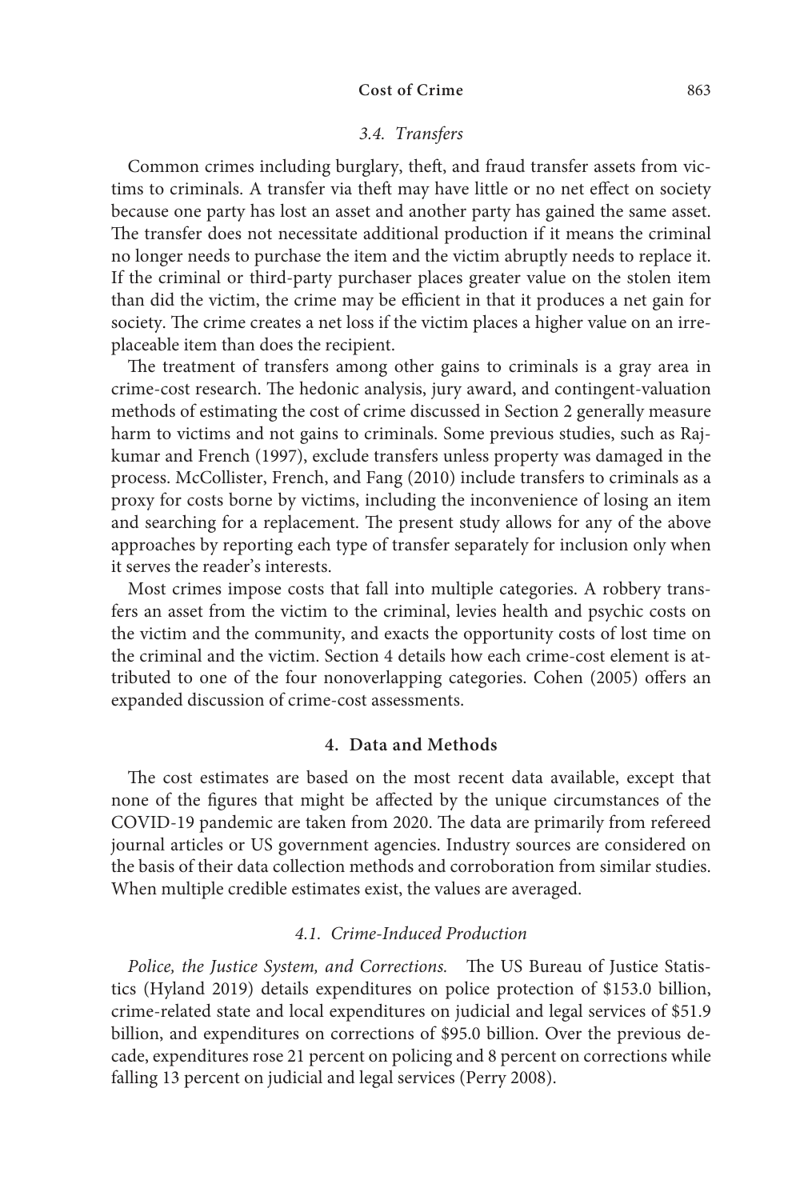### 3.4. Transfers

Common crimes including burglary, theft, and fraud transfer assets from victims to criminals. A transfer via theft may have little or no net effect on society because one party has lost an asset and another party has gained the same asset. The transfer does not necessitate additional production if it means the criminal no longer needs to purchase the item and the victim abruptly needs to replace it. If the criminal or third-party purchaser places greater value on the stolen item than did the victim, the crime may be efficient in that it produces a net gain for society. The crime creates a net loss if the victim places a higher value on an irreplaceable item than does the recipient.

The treatment of transfers among other gains to criminals is a gray area in crime-cost research. The hedonic analysis, jury award, and contingent-valuation methods of estimating the cost of crime discussed in Section 2 generally measure harm to victims and not gains to criminals. Some previous studies, such as Rajkumar and French (1997), exclude transfers unless property was damaged in the process. McCollister, French, and Fang (2010) include transfers to criminals as a proxy for costs borne by victims, including the inconvenience of losing an item and searching for a replacement. The present study allows for any of the above approaches by reporting each type of transfer separately for inclusion only when it serves the reader's interests.

Most crimes impose costs that fall into multiple categories. A robbery transfers an asset from the victim to the criminal, levies health and psychic costs on the victim and the community, and exacts the opportunity costs of lost time on the criminal and the victim. Section 4 details how each crime-cost element is attributed to one of the four nonoverlapping categories. Cohen (2005) offers an expanded discussion of crime-cost assessments.

## 4. Data and Methods

The cost estimates are based on the most recent data available, except that none of the figures that might be affected by the unique circumstances of the COVID-19 pandemic are taken from 2020. The data are primarily from refereed journal articles or US government agencies. Industry sources are considered on the basis of their data collection methods and corroboration from similar studies. When multiple credible estimates exist, the values are averaged.

### 4.1. Crime-Induced Production

*Police, the Justice System, and Corrections.* The US Bureau of Justice Statistics (Hyland 2019) details expenditures on police protection of $153.0 billion, crime-related state and local expenditures on judicial and legal services of $51.9 billion, and expenditures on corrections of $95.0 billion. Over the previous decade, expenditures rose 21 percent on policing and 8 percent on corrections while falling 13 percent on judicial and legal services (Perry 2008).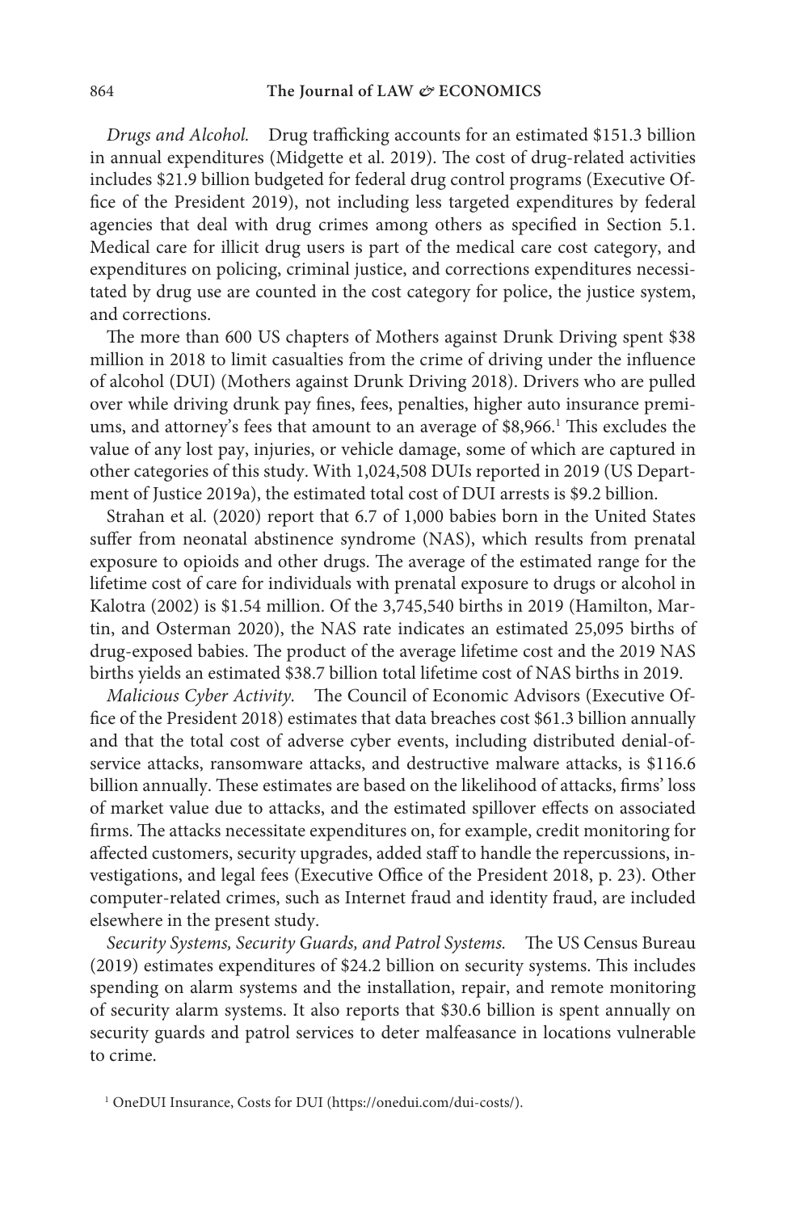*Drugs and Alcohol.* Drug trafficking accounts for an estimated $151.3 billion in annual expenditures (Midgette et al. 2019). The cost of drug-related activities includes $21.9 billion budgeted for federal drug control programs (Executive Office of the President 2019), not including less targeted expenditures by federal agencies that deal with drug crimes among others as specified in Section 5.1. Medical care for illicit drug users is part of the medical care cost category, and expenditures on policing, criminal justice, and corrections expenditures necessitated by drug use are counted in the cost category for police, the justice system, and corrections.

The more than 600 US chapters of Mothers against Drunk Driving spent $38 million in 2018 to limit casualties from the crime of driving under the influence of alcohol (DUI) (Mothers against Drunk Driving 2018). Drivers who are pulled over while driving drunk pay fines, fees, penalties, higher auto insurance premiums, and attorney's fees that amount to an average of $8,966.[1] This excludes the value of any lost pay, injuries, or vehicle damage, some of which are captured in other categories of this study. With 1,024,508 DUIs reported in 2019 (US Department of Justice 2019a), the estimated total cost of DUI arrests is $9.2 billion.

Strahan et al. (2020) report that 6.7 of 1,000 babies born in the United States suffer from neonatal abstinence syndrome (NAS), which results from prenatal exposure to opioids and other drugs. The average of the estimated range for the lifetime cost of care for individuals with prenatal exposure to drugs or alcohol in Kalotra (2002) is $1.54 million. Of the 3,745,540 births in 2019 (Hamilton, Martin, and Osterman 2020), the NAS rate indicates an estimated 25,095 births of drug-exposed babies. The product of the average lifetime cost and the 2019 NAS births yields an estimated $38.7 billion total lifetime cost of NAS births in 2019.

*Malicious Cyber Activity.* The Council of Economic Advisors (Executive Office of the President 2018) estimates that data breaches cost $61.3 billion annually and that the total cost of adverse cyber events, including distributed denial-of-service attacks, ransomware attacks, and destructive malware attacks, is $116.6 billion annually. These estimates are based on the likelihood of attacks, firms' loss of market value due to attacks, and the estimated spillover effects on associated firms. The attacks necessitate expenditures on, for example, credit monitoring for affected customers, security upgrades, added staff to handle the repercussions, investigations, and legal fees (Executive Office of the President 2018, p. 23). Other computer-related crimes, such as Internet fraud and identity fraud, are included elsewhere in the present study.

*Security Systems, Security Guards, and Patrol Systems.* The US Census Bureau (2019) estimates expenditures of $24.2 billion on security systems. This includes spending on alarm systems and the installation, repair, and remote monitoring of security alarm systems. It also reports that $30.6 billion is spent annually on security guards and patrol services to deter malfeasance in locations vulnerable to crime.

[1] OneDUI Insurance, Costs for DUI (https://onedui.com/dui-costs/).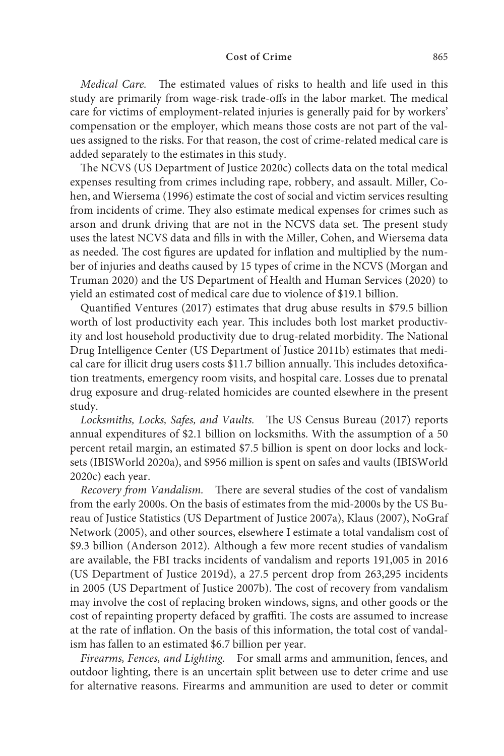*Medical Care.* The estimated values of risks to health and life used in this study are primarily from wage-risk trade-offs in the labor market. The medical care for victims of employment-related injuries is generally paid for by workers' compensation or the employer, which means those costs are not part of the values assigned to the risks. For that reason, the cost of crime-related medical care is added separately to the estimates in this study.

The NCVS (US Department of Justice 2020c) collects data on the total medical expenses resulting from crimes including rape, robbery, and assault. Miller, Cohen, and Wiersema (1996) estimate the cost of social and victim services resulting from incidents of crime. They also estimate medical expenses for crimes such as arson and drunk driving that are not in the NCVS data set. The present study uses the latest NCVS data and fills in with the Miller, Cohen, and Wiersema data as needed. The cost figures are updated for inflation and multiplied by the number of injuries and deaths caused by 15 types of crime in the NCVS (Morgan and Truman 2020) and the US Department of Health and Human Services (2020) to yield an estimated cost of medical care due to violence of $19.1 billion.

Quantified Ventures (2017) estimates that drug abuse results in $79.5 billion worth of lost productivity each year. This includes both lost market productivity and lost household productivity due to drug-related morbidity. The National Drug Intelligence Center (US Department of Justice 2011b) estimates that medical care for illicit drug users costs $11.7 billion annually. This includes detoxification treatments, emergency room visits, and hospital care. Losses due to prenatal drug exposure and drug-related homicides are counted elsewhere in the present study.

*Locksmiths, Locks, Safes, and Vaults.* The US Census Bureau (2017) reports annual expenditures of $2.1 billion on locksmiths. With the assumption of a 50 percent retail margin, an estimated $7.5 billion is spent on door locks and locksets (IBISWorld 2020a), and $956 million is spent on safes and vaults (IBISWorld 2020c) each year.

*Recovery from Vandalism.* There are several studies of the cost of vandalism from the early 2000s. On the basis of estimates from the mid-2000s by the US Bureau of Justice Statistics (US Department of Justice 2007a), Klaus (2007), NoGraf Network (2005), and other sources, elsewhere I estimate a total vandalism cost of $9.3 billion (Anderson 2012). Although a few more recent studies of vandalism are available, the FBI tracks incidents of vandalism and reports 191,005 in 2016 (US Department of Justice 2019d), a 27.5 percent drop from 263,295 incidents in 2005 (US Department of Justice 2007b). The cost of recovery from vandalism may involve the cost of replacing broken windows, signs, and other goods or the cost of repainting property defaced by graffiti. The costs are assumed to increase at the rate of inflation. On the basis of this information, the total cost of vandalism has fallen to an estimated $6.7 billion per year.

*Firearms, Fences, and Lighting.* For small arms and ammunition, fences, and outdoor lighting, there is an uncertain split between use to deter crime and use for alternative reasons. Firearms and ammunition are used to deter or commit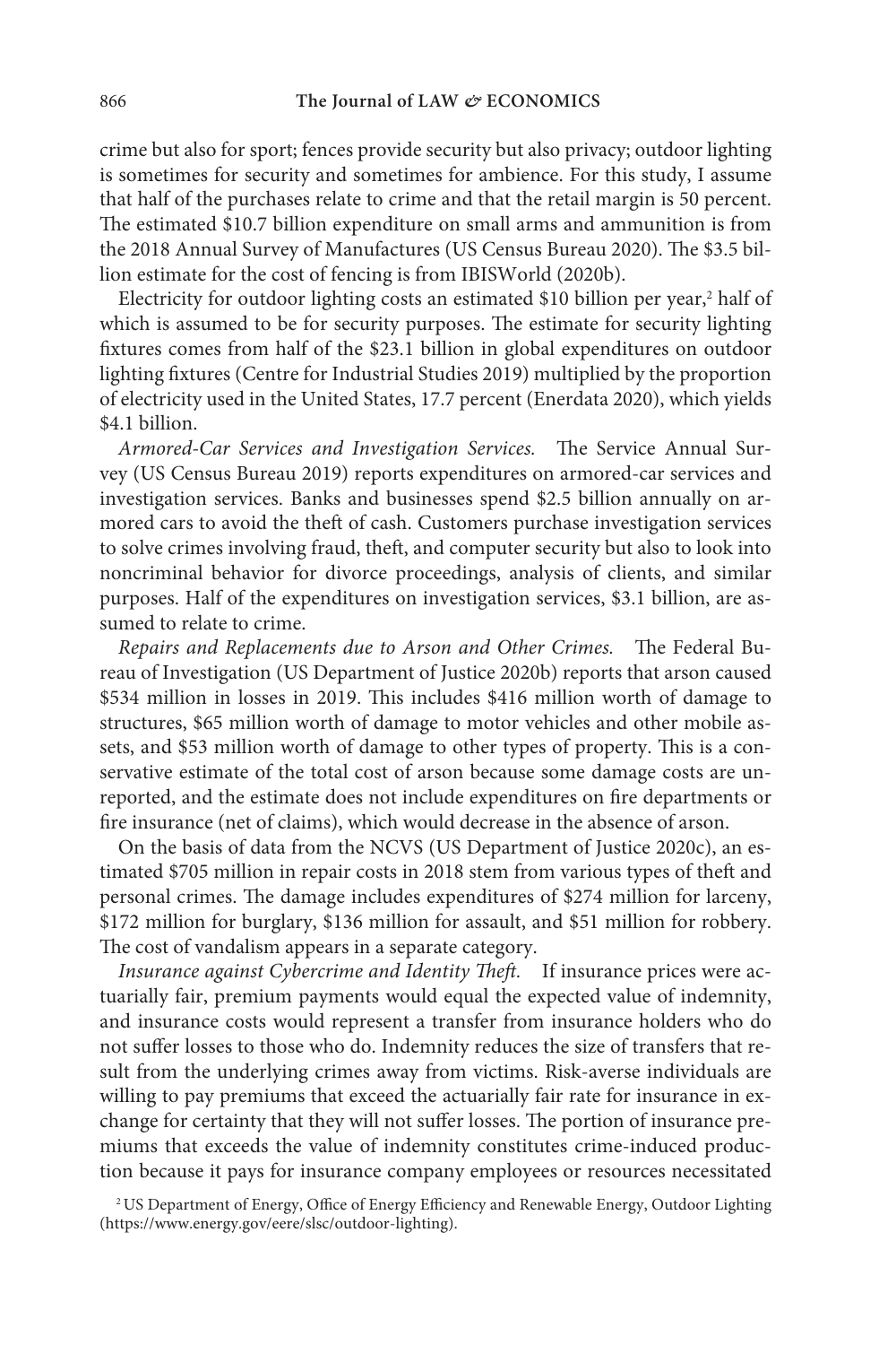crime but also for sport; fences provide security but also privacy; outdoor lighting is sometimes for security and sometimes for ambience. For this study, I assume that half of the purchases relate to crime and that the retail margin is 50 percent. The estimated $10.7 billion expenditure on small arms and ammunition is from the 2018 Annual Survey of Manufactures (US Census Bureau 2020). The $3.5 billion estimate for the cost of fencing is from IBISWorld (2020b).

Electricity for outdoor lighting costs an estimated $10 billion per year,[2] half of which is assumed to be for security purposes. The estimate for security lighting fixtures comes from half of the $23.1 billion in global expenditures on outdoor lighting fixtures (Centre for Industrial Studies 2019) multiplied by the proportion of electricity used in the United States, 17.7 percent (Enerdata 2020), which yields $4.1 billion.

*Armored-Car Services and Investigation Services.* The Service Annual Survey (US Census Bureau 2019) reports expenditures on armored-car services and investigation services. Banks and businesses spend $2.5 billion annually on armored cars to avoid the theft of cash. Customers purchase investigation services to solve crimes involving fraud, theft, and computer security but also to look into noncriminal behavior for divorce proceedings, analysis of clients, and similar purposes. Half of the expenditures on investigation services, $3.1 billion, are assumed to relate to crime.

*Repairs and Replacements due to Arson and Other Crimes.* The Federal Bureau of Investigation (US Department of Justice 2020b) reports that arson caused $534 million in losses in 2019. This includes $416 million worth of damage to structures, $65 million worth of damage to motor vehicles and other mobile assets, and $53 million worth of damage to other types of property. This is a conservative estimate of the total cost of arson because some damage costs are unreported, and the estimate does not include expenditures on fire departments or fire insurance (net of claims), which would decrease in the absence of arson.

On the basis of data from the NCVS (US Department of Justice 2020c), an estimated $705 million in repair costs in 2018 stem from various types of theft and personal crimes. The damage includes expenditures of $274 million for larceny, $172 million for burglary, $136 million for assault, and $51 million for robbery. The cost of vandalism appears in a separate category.

*Insurance against Cybercrime and Identity Theft.* If insurance prices were actuarially fair, premium payments would equal the expected value of indemnity, and insurance costs would represent a transfer from insurance holders who do not suffer losses to those who do. Indemnity reduces the size of transfers that result from the underlying crimes away from victims. Risk-averse individuals are willing to pay premiums that exceed the actuarially fair rate for insurance in exchange for certainty that they will not suffer losses. The portion of insurance premiums that exceeds the value of indemnity constitutes crime-induced production because it pays for insurance company employees or resources necessitated

[2] US Department of Energy, Office of Energy Efficiency and Renewable Energy, Outdoor Lighting (https://www.energy.gov/eere/slsc/outdoor-lighting).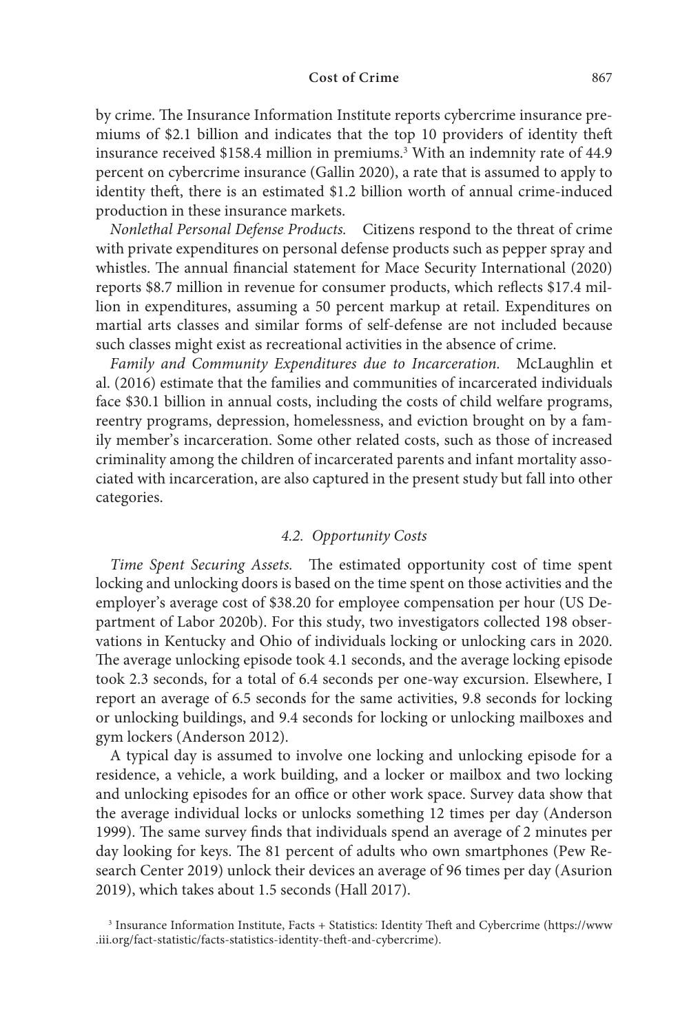by crime. The Insurance Information Institute reports cybercrime insurance premiums of $2.1 billion and indicates that the top 10 providers of identity theft insurance received $158.4 million in premiums.[3] With an indemnity rate of 44.9 percent on cybercrime insurance (Gallin 2020), a rate that is assumed to apply to identity theft, there is an estimated $1.2 billion worth of annual crime-induced production in these insurance markets.

*Nonlethal Personal Defense Products.* Citizens respond to the threat of crime with private expenditures on personal defense products such as pepper spray and whistles. The annual financial statement for Mace Security International (2020) reports $8.7 million in revenue for consumer products, which reflects $17.4 million in expenditures, assuming a 50 percent markup at retail. Expenditures on martial arts classes and similar forms of self-defense are not included because such classes might exist as recreational activities in the absence of crime.

*Family and Community Expenditures due to Incarceration.* McLaughlin et al. (2016) estimate that the families and communities of incarcerated individuals face $30.1 billion in annual costs, including the costs of child welfare programs, reentry programs, depression, homelessness, and eviction brought on by a family member's incarceration. Some other related costs, such as those of increased criminality among the children of incarcerated parents and infant mortality associated with incarceration, are also captured in the present study but fall into other categories.

### *4.2. Opportunity Costs*

*Time Spent Securing Assets.* The estimated opportunity cost of time spent locking and unlocking doors is based on the time spent on those activities and the employer's average cost of $38.20 for employee compensation per hour (US Department of Labor 2020b). For this study, two investigators collected 198 observations in Kentucky and Ohio of individuals locking or unlocking cars in 2020. The average unlocking episode took 4.1 seconds, and the average locking episode took 2.3 seconds, for a total of 6.4 seconds per one-way excursion. Elsewhere, I report an average of 6.5 seconds for the same activities, 9.8 seconds for locking or unlocking buildings, and 9.4 seconds for locking or unlocking mailboxes and gym lockers (Anderson 2012).

A typical day is assumed to involve one locking and unlocking episode for a residence, a vehicle, a work building, and a locker or mailbox and two locking and unlocking episodes for an office or other work space. Survey data show that the average individual locks or unlocks something 12 times per day (Anderson 1999). The same survey finds that individuals spend an average of 2 minutes per day looking for keys. The 81 percent of adults who own smartphones (Pew Research Center 2019) unlock their devices an average of 96 times per day (Asurion 2019), which takes about 1.5 seconds (Hall 2017).

[3] Insurance Information Institute, Facts + Statistics: Identity Theft and Cybercrime (https://www.iii.org/fact-statistic/facts-statistics-identity-theft-and-cybercrime).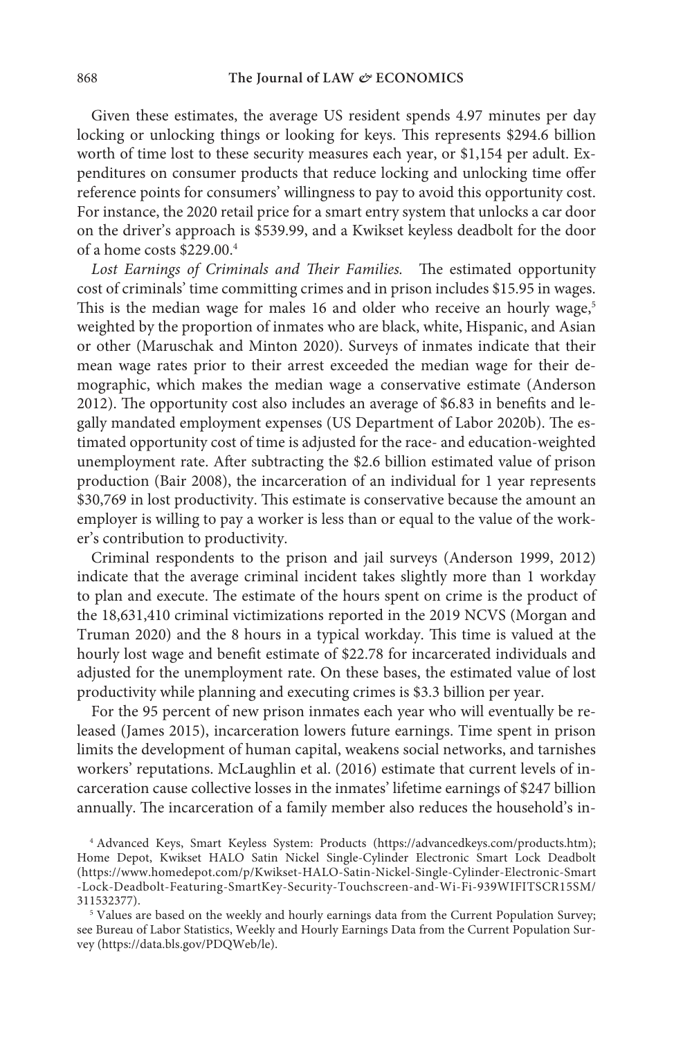Given these estimates, the average US resident spends 4.97 minutes per day locking or unlocking things or looking for keys. This represents $294.6 billion worth of time lost to these security measures each year, or $1,154 per adult. Expenditures on consumer products that reduce locking and unlocking time offer reference points for consumers' willingness to pay to avoid this opportunity cost. For instance, the 2020 retail price for a smart entry system that unlocks a car door on the driver's approach is $539.99, and a Kwikset keyless deadbolt for the door of a home costs $229.00.[4]

*Lost Earnings of Criminals and Their Families.* The estimated opportunity cost of criminals' time committing crimes and in prison includes $15.95 in wages. This is the median wage for males 16 and older who receive an hourly wage,[5] weighted by the proportion of inmates who are black, white, Hispanic, and Asian or other (Maruschak and Minton 2020). Surveys of inmates indicate that their mean wage rates prior to their arrest exceeded the median wage for their demographic, which makes the median wage a conservative estimate (Anderson 2012). The opportunity cost also includes an average of $6.83 in benefits and legally mandated employment expenses (US Department of Labor 2020b). The estimated opportunity cost of time is adjusted for the race- and education-weighted unemployment rate. After subtracting the $2.6 billion estimated value of prison production (Bair 2008), the incarceration of an individual for 1 year represents $30,769 in lost productivity. This estimate is conservative because the amount an employer is willing to pay a worker is less than or equal to the value of the worker's contribution to productivity.

Criminal respondents to the prison and jail surveys (Anderson 1999, 2012) indicate that the average criminal incident takes slightly more than 1 workday to plan and execute. The estimate of the hours spent on crime is the product of the 18,631,410 criminal victimizations reported in the 2019 NCVS (Morgan and Truman 2020) and the 8 hours in a typical workday. This time is valued at the hourly lost wage and benefit estimate of $22.78 for incarcerated individuals and adjusted for the unemployment rate. On these bases, the estimated value of lost productivity while planning and executing crimes is $3.3 billion per year.

For the 95 percent of new prison inmates each year who will eventually be released (James 2015), incarceration lowers future earnings. Time spent in prison limits the development of human capital, weakens social networks, and tarnishes workers' reputations. McLaughlin et al. (2016) estimate that current levels of incarceration cause collective losses in the inmates' lifetime earnings of $247 billion annually. The incarceration of a family member also reduces the household's in-

[4] Advanced Keys, Smart Keyless System: Products (https://advancedkeys.com/products.htm); Home Depot, Kwikset HALO Satin Nickel Single-Cylinder Electronic Smart Lock Deadbolt (https://www.homedepot.com/p/Kwikset-HALO-Satin-Nickel-Single-Cylinder-Electronic-Smart-Lock-Deadbolt-Featuring-SmartKey-Security-Touchscreen-and-Wi-Fi-939WIFITSCR15SM/311532377).

[5] Values are based on the weekly and hourly earnings data from the Current Population Survey; see Bureau of Labor Statistics, Weekly and Hourly Earnings Data from the Current Population Survey (https://data.bls.gov/PDQWeb/le).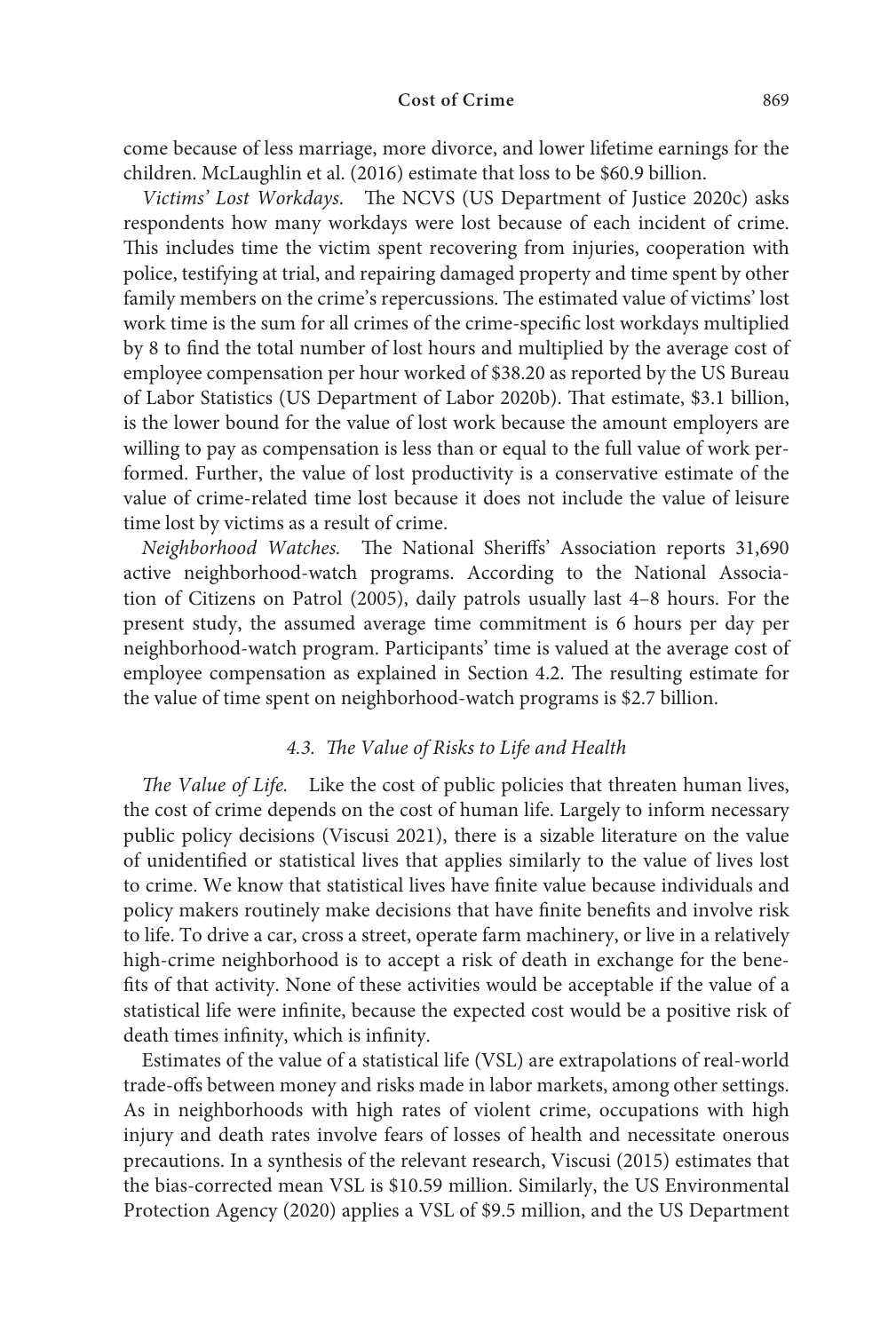come because of less marriage, more divorce, and lower lifetime earnings for the children. McLaughlin et al. (2016) estimate that loss to be $60.9 billion.

*Victims' Lost Workdays.* The NCVS (US Department of Justice 2020c) asks respondents how many workdays were lost because of each incident of crime. This includes time the victim spent recovering from injuries, cooperation with police, testifying at trial, and repairing damaged property and time spent by other family members on the crime's repercussions. The estimated value of victims' lost work time is the sum for all crimes of the crime-specific lost workdays multiplied by 8 to find the total number of lost hours and multiplied by the average cost of employee compensation per hour worked of $38.20 as reported by the US Bureau of Labor Statistics (US Department of Labor 2020b). That estimate, $3.1 billion, is the lower bound for the value of lost work because the amount employers are willing to pay as compensation is less than or equal to the full value of work performed. Further, the value of lost productivity is a conservative estimate of the value of crime-related time lost because it does not include the value of leisure time lost by victims as a result of crime.

*Neighborhood Watches.* The National Sheriffs' Association reports 31,690 active neighborhood-watch programs. According to the National Association of Citizens on Patrol (2005), daily patrols usually last 4–8 hours. For the present study, the assumed average time commitment is 6 hours per day per neighborhood-watch program. Participants' time is valued at the average cost of employee compensation as explained in Section 4.2. The resulting estimate for the value of time spent on neighborhood-watch programs is $2.7 billion.

### *4.3. The Value of Risks to Life and Health*

*The Value of Life.* Like the cost of public policies that threaten human lives, the cost of crime depends on the cost of human life. Largely to inform necessary public policy decisions (Viscusi 2021), there is a sizable literature on the value of unidentified or statistical lives that applies similarly to the value of lives lost to crime. We know that statistical lives have finite value because individuals and policy makers routinely make decisions that have finite benefits and involve risk to life. To drive a car, cross a street, operate farm machinery, or live in a relatively high-crime neighborhood is to accept a risk of death in exchange for the benefits of that activity. None of these activities would be acceptable if the value of a statistical life were infinite, because the expected cost would be a positive risk of death times infinity, which is infinity.

Estimates of the value of a statistical life (VSL) are extrapolations of real-world trade-offs between money and risks made in labor markets, among other settings. As in neighborhoods with high rates of violent crime, occupations with high injury and death rates involve fears of losses of health and necessitate onerous precautions. In a synthesis of the relevant research, Viscusi (2015) estimates that the bias-corrected mean VSL is $10.59 million. Similarly, the US Environmental Protection Agency (2020) applies a VSL of $9.5 million, and the US Department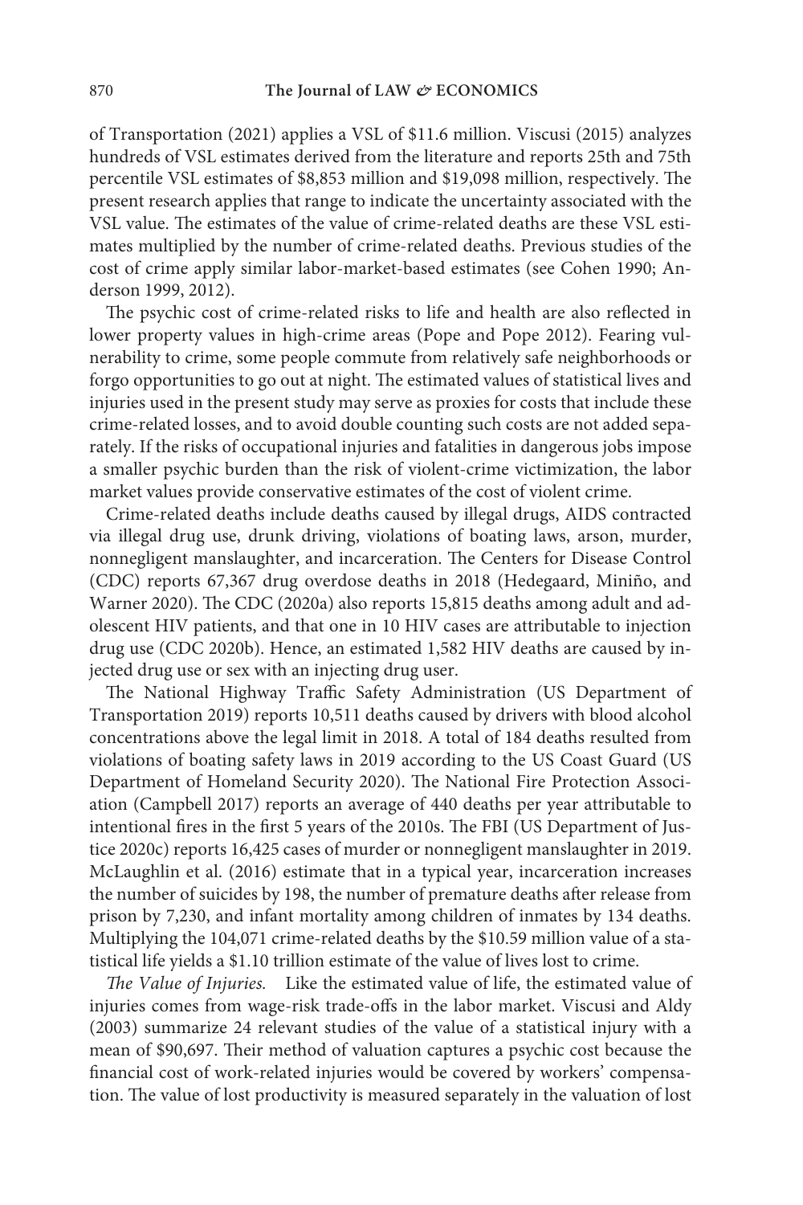of Transportation (2021) applies a VSL of $11.6 million. Viscusi (2015) analyzes hundreds of VSL estimates derived from the literature and reports 25th and 75th percentile VSL estimates of $8,853 million and $19,098 million, respectively. The present research applies that range to indicate the uncertainty associated with the VSL value. The estimates of the value of crime-related deaths are these VSL estimates multiplied by the number of crime-related deaths. Previous studies of the cost of crime apply similar labor-market-based estimates (see Cohen 1990; Anderson 1999, 2012).

The psychic cost of crime-related risks to life and health are also reflected in lower property values in high-crime areas (Pope and Pope 2012). Fearing vulnerability to crime, some people commute from relatively safe neighborhoods or forgo opportunities to go out at night. The estimated values of statistical lives and injuries used in the present study may serve as proxies for costs that include these crime-related losses, and to avoid double counting such costs are not added separately. If the risks of occupational injuries and fatalities in dangerous jobs impose a smaller psychic burden than the risk of violent-crime victimization, the labor market values provide conservative estimates of the cost of violent crime.

Crime-related deaths include deaths caused by illegal drugs, AIDS contracted via illegal drug use, drunk driving, violations of boating laws, arson, murder, nonnegligent manslaughter, and incarceration. The Centers for Disease Control (CDC) reports 67,367 drug overdose deaths in 2018 (Hedegaard, Miniño, and Warner 2020). The CDC (2020a) also reports 15,815 deaths among adult and adolescent HIV patients, and that one in 10 HIV cases are attributable to injection drug use (CDC 2020b). Hence, an estimated 1,582 HIV deaths are caused by injected drug use or sex with an injecting drug user.

The National Highway Traffic Safety Administration (US Department of Transportation 2019) reports 10,511 deaths caused by drivers with blood alcohol concentrations above the legal limit in 2018. A total of 184 deaths resulted from violations of boating safety laws in 2019 according to the US Coast Guard (US Department of Homeland Security 2020). The National Fire Protection Association (Campbell 2017) reports an average of 440 deaths per year attributable to intentional fires in the first 5 years of the 2010s. The FBI (US Department of Justice 2020c) reports 16,425 cases of murder or nonnegligent manslaughter in 2019. McLaughlin et al. (2016) estimate that in a typical year, incarceration increases the number of suicides by 198, the number of premature deaths after release from prison by 7,230, and infant mortality among children of inmates by 134 deaths. Multiplying the 104,071 crime-related deaths by the $10.59 million value of a statistical life yields a $1.10 trillion estimate of the value of lives lost to crime.

*The Value of Injuries.* Like the estimated value of life, the estimated value of injuries comes from wage-risk trade-offs in the labor market. Viscusi and Aldy (2003) summarize 24 relevant studies of the value of a statistical injury with a mean of $90,697. Their method of valuation captures a psychic cost because the financial cost of work-related injuries would be covered by workers' compensation. The value of lost productivity is measured separately in the valuation of lost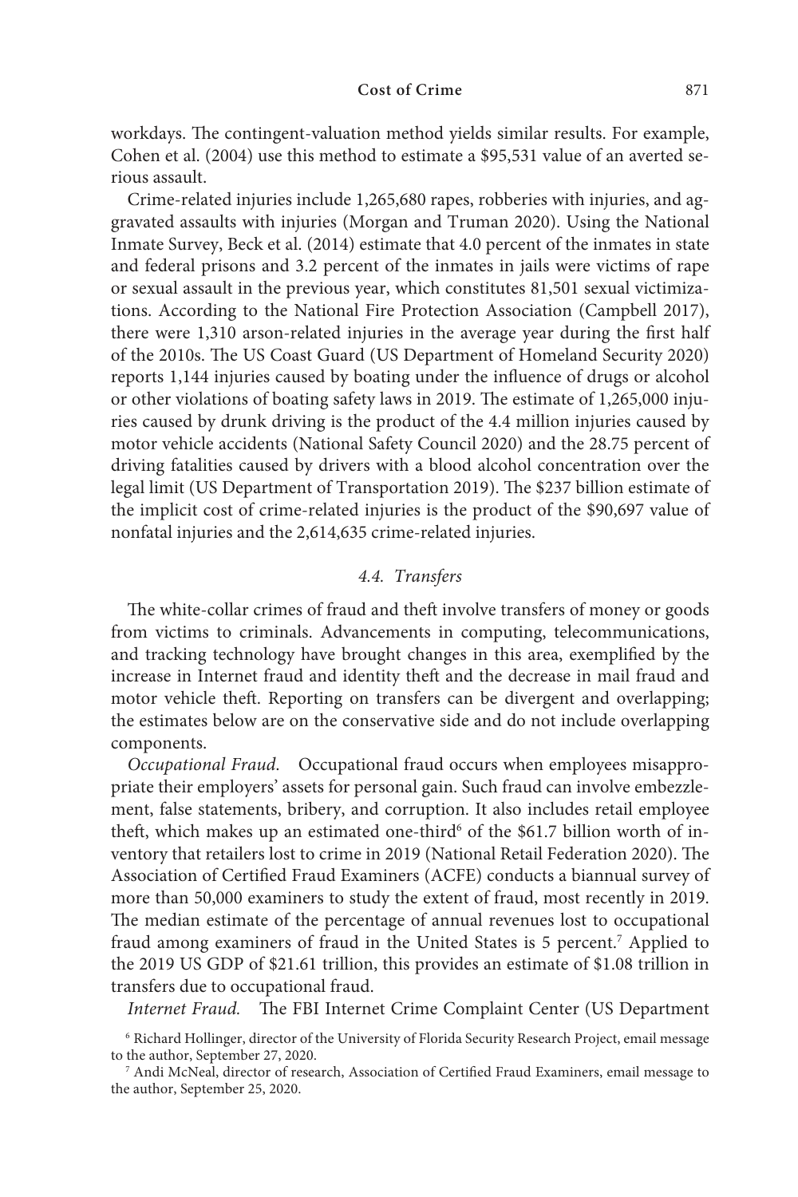workdays. The contingent-valuation method yields similar results. For example, Cohen et al. (2004) use this method to estimate a $95,531 value of an averted serious assault.

Crime-related injuries include 1,265,680 rapes, robberies with injuries, and aggravated assaults with injuries (Morgan and Truman 2020). Using the National Inmate Survey, Beck et al. (2014) estimate that 4.0 percent of the inmates in state and federal prisons and 3.2 percent of the inmates in jails were victims of rape or sexual assault in the previous year, which constitutes 81,501 sexual victimizations. According to the National Fire Protection Association (Campbell 2017), there were 1,310 arson-related injuries in the average year during the first half of the 2010s. The US Coast Guard (US Department of Homeland Security 2020) reports 1,144 injuries caused by boating under the influence of drugs or alcohol or other violations of boating safety laws in 2019. The estimate of 1,265,000 injuries caused by drunk driving is the product of the 4.4 million injuries caused by motor vehicle accidents (National Safety Council 2020) and the 28.75 percent of driving fatalities caused by drivers with a blood alcohol concentration over the legal limit (US Department of Transportation 2019). The $237 billion estimate of the implicit cost of crime-related injuries is the product of the $90,697 value of nonfatal injuries and the 2,614,635 crime-related injuries.

### *4.4. Transfers*

The white-collar crimes of fraud and theft involve transfers of money or goods from victims to criminals. Advancements in computing, telecommunications, and tracking technology have brought changes in this area, exemplified by the increase in Internet fraud and identity theft and the decrease in mail fraud and motor vehicle theft. Reporting on transfers can be divergent and overlapping; the estimates below are on the conservative side and do not include overlapping components.

*Occupational Fraud.* Occupational fraud occurs when employees misappropriate their employers' assets for personal gain. Such fraud can involve embezzlement, false statements, bribery, and corruption. It also includes retail employee theft, which makes up an estimated one-third[6] of the $61.7 billion worth of inventory that retailers lost to crime in 2019 (National Retail Federation 2020). The Association of Certified Fraud Examiners (ACFE) conducts a biannual survey of more than 50,000 examiners to study the extent of fraud, most recently in 2019. The median estimate of the percentage of annual revenues lost to occupational fraud among examiners of fraud in the United States is 5 percent.[7] Applied to the 2019 US GDP of $21.61 trillion, this provides an estimate of $1.08 trillion in transfers due to occupational fraud.

*Internet Fraud.* The FBI Internet Crime Complaint Center (US Department

[6] Richard Hollinger, director of the University of Florida Security Research Project, email message to the author, September 27, 2020.

[7] Andi McNeal, director of research, Association of Certified Fraud Examiners, email message to the author, September 25, 2020.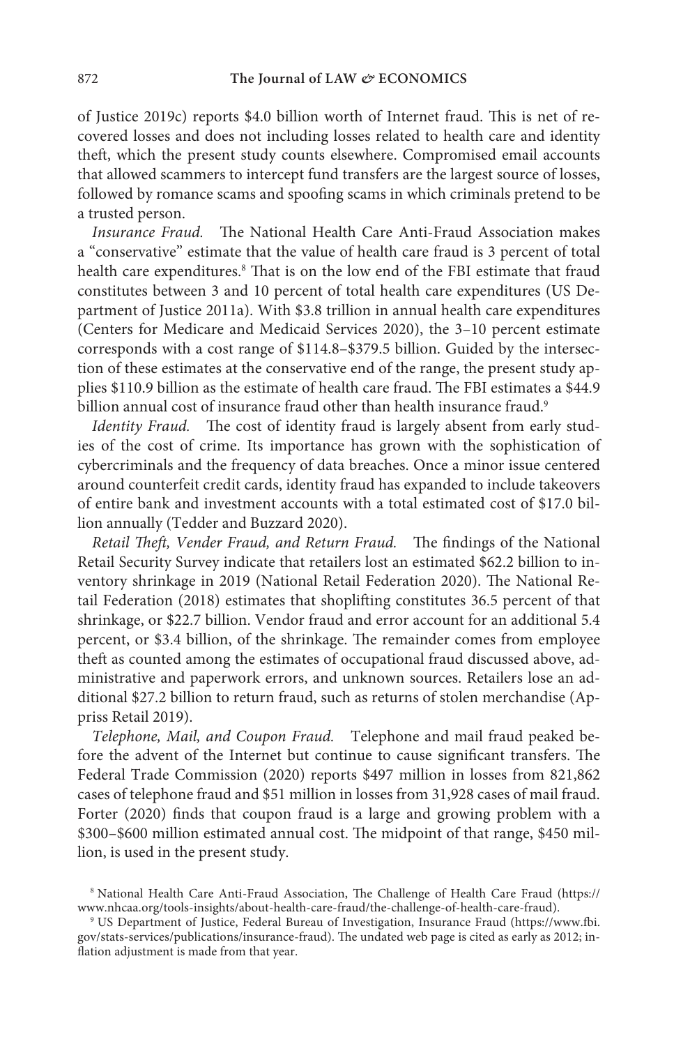of Justice 2019c) reports $4.0 billion worth of Internet fraud. This is net of recovered losses and does not including losses related to health care and identity theft, which the present study counts elsewhere. Compromised email accounts that allowed scammers to intercept fund transfers are the largest source of losses, followed by romance scams and spoofing scams in which criminals pretend to be a trusted person.

*Insurance Fraud.* The National Health Care Anti-Fraud Association makes a "conservative" estimate that the value of health care fraud is 3 percent of total health care expenditures.[8] That is on the low end of the FBI estimate that fraud constitutes between 3 and 10 percent of total health care expenditures (US Department of Justice 2011a). With $3.8 trillion in annual health care expenditures (Centers for Medicare and Medicaid Services 2020), the 3–10 percent estimate corresponds with a cost range of $114.8–$379.5 billion. Guided by the intersection of these estimates at the conservative end of the range, the present study applies $110.9 billion as the estimate of health care fraud. The FBI estimates a $44.9 billion annual cost of insurance fraud other than health insurance fraud.[9]

*Identity Fraud.* The cost of identity fraud is largely absent from early studies of the cost of crime. Its importance has grown with the sophistication of cybercriminals and the frequency of data breaches. Once a minor issue centered around counterfeit credit cards, identity fraud has expanded to include takeovers of entire bank and investment accounts with a total estimated cost of $17.0 billion annually (Tedder and Buzzard 2020).

*Retail Theft, Vender Fraud, and Return Fraud.* The findings of the National Retail Security Survey indicate that retailers lost an estimated $62.2 billion to inventory shrinkage in 2019 (National Retail Federation 2020). The National Retail Federation (2018) estimates that shoplifting constitutes 36.5 percent of that shrinkage, or $22.7 billion. Vendor fraud and error account for an additional 5.4 percent, or $3.4 billion, of the shrinkage. The remainder comes from employee theft as counted among the estimates of occupational fraud discussed above, administrative and paperwork errors, and unknown sources. Retailers lose an additional $27.2 billion to return fraud, such as returns of stolen merchandise (Appriss Retail 2019).

*Telephone, Mail, and Coupon Fraud.* Telephone and mail fraud peaked before the advent of the Internet but continue to cause significant transfers. The Federal Trade Commission (2020) reports $497 million in losses from 821,862 cases of telephone fraud and $51 million in losses from 31,928 cases of mail fraud. Forter (2020) finds that coupon fraud is a large and growing problem with a $300–$600 million estimated annual cost. The midpoint of that range, $450 million, is used in the present study.

[8] National Health Care Anti-Fraud Association, The Challenge of Health Care Fraud (https://www.nhcaa.org/tools-insights/about-health-care-fraud/the-challenge-of-health-care-fraud).

[9] US Department of Justice, Federal Bureau of Investigation, Insurance Fraud (https://www.fbi.gov/stats-services/publications/insurance-fraud). The undated web page is cited as early as 2012; inflation adjustment is made from that year.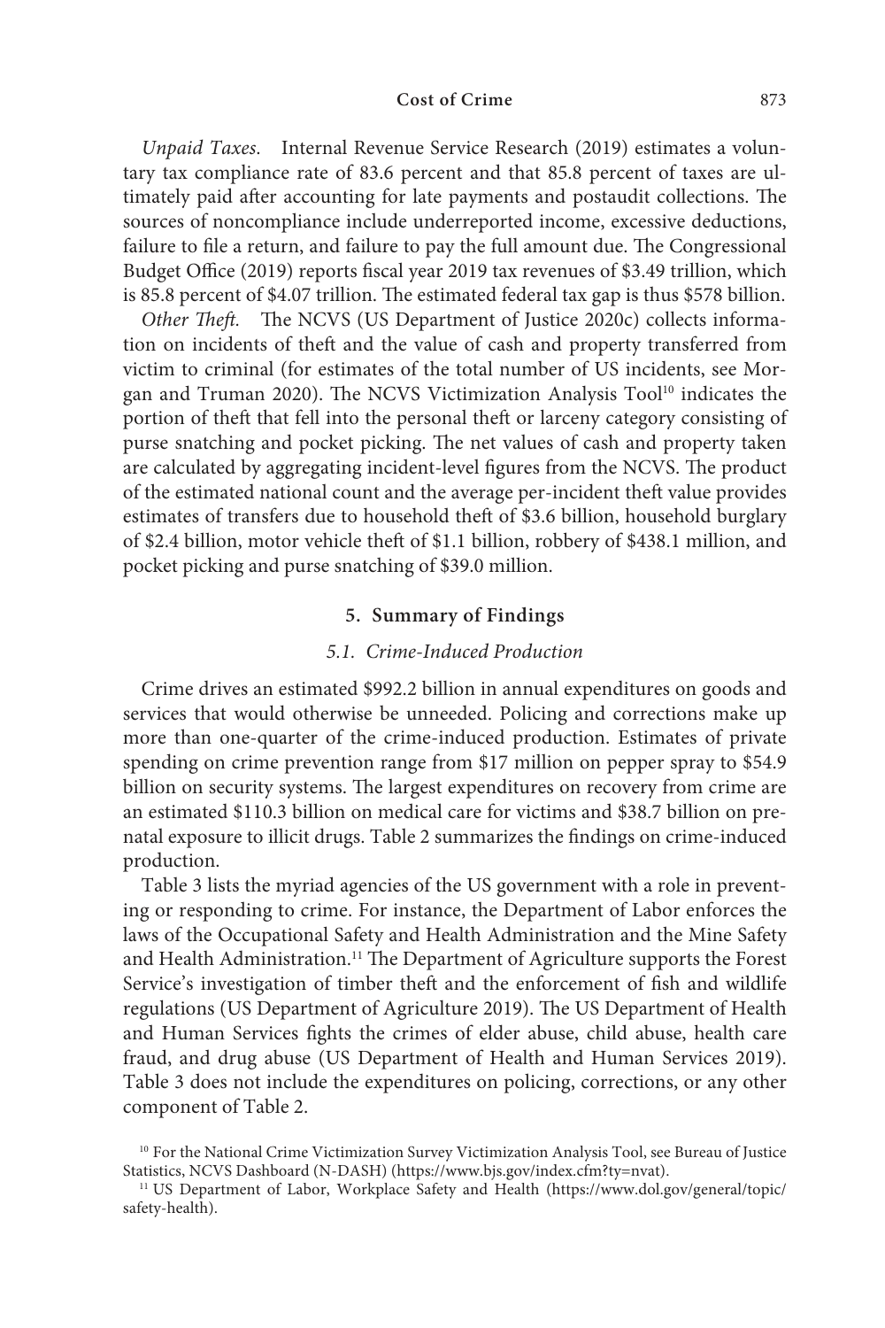*Unpaid Taxes.* Internal Revenue Service Research (2019) estimates a voluntary tax compliance rate of 83.6 percent and that 85.8 percent of taxes are ultimately paid after accounting for late payments and postaudit collections. The sources of noncompliance include underreported income, excessive deductions, failure to file a return, and failure to pay the full amount due. The Congressional Budget Office (2019) reports fiscal year 2019 tax revenues of $3.49 trillion, which is 85.8 percent of $4.07 trillion. The estimated federal tax gap is thus $578 billion.

*Other Theft.* The NCVS (US Department of Justice 2020c) collects information on incidents of theft and the value of cash and property transferred from victim to criminal (for estimates of the total number of US incidents, see Morgan and Truman 2020). The NCVS Victimization Analysis Tool[10] indicates the portion of theft that fell into the personal theft or larceny category consisting of purse snatching and pocket picking. The net values of cash and property taken are calculated by aggregating incident-level figures from the NCVS. The product of the estimated national count and the average per-incident theft value provides estimates of transfers due to household theft of $3.6 billion, household burglary of $2.4 billion, motor vehicle theft of $1.1 billion, robbery of $438.1 million, and pocket picking and purse snatching of $39.0 million.

## 5. Summary of Findings

### *5.1. Crime-Induced Production*

Crime drives an estimated $992.2 billion in annual expenditures on goods and services that would otherwise be unneeded. Policing and corrections make up more than one-quarter of the crime-induced production. Estimates of private spending on crime prevention range from $17 million on pepper spray to $54.9 billion on security systems. The largest expenditures on recovery from crime are an estimated $110.3 billion on medical care for victims and $38.7 billion on prenatal exposure to illicit drugs. Table 2 summarizes the findings on crime-induced production.

Table 3 lists the myriad agencies of the US government with a role in preventing or responding to crime. For instance, the Department of Labor enforces the laws of the Occupational Safety and Health Administration and the Mine Safety and Health Administration.[11] The Department of Agriculture supports the Forest Service's investigation of timber theft and the enforcement of fish and wildlife regulations (US Department of Agriculture 2019). The US Department of Health and Human Services fights the crimes of elder abuse, child abuse, health care fraud, and drug abuse (US Department of Health and Human Services 2019). Table 3 does not include the expenditures on policing, corrections, or any other component of Table 2.

[10] For the National Crime Victimization Survey Victimization Analysis Tool, see Bureau of Justice Statistics, NCVS Dashboard (N-DASH) (https://www.bjs.gov/index.cfm?ty=nvat).

[11] US Department of Labor, Workplace Safety and Health (https://www.dol.gov/general/topic/safety-health).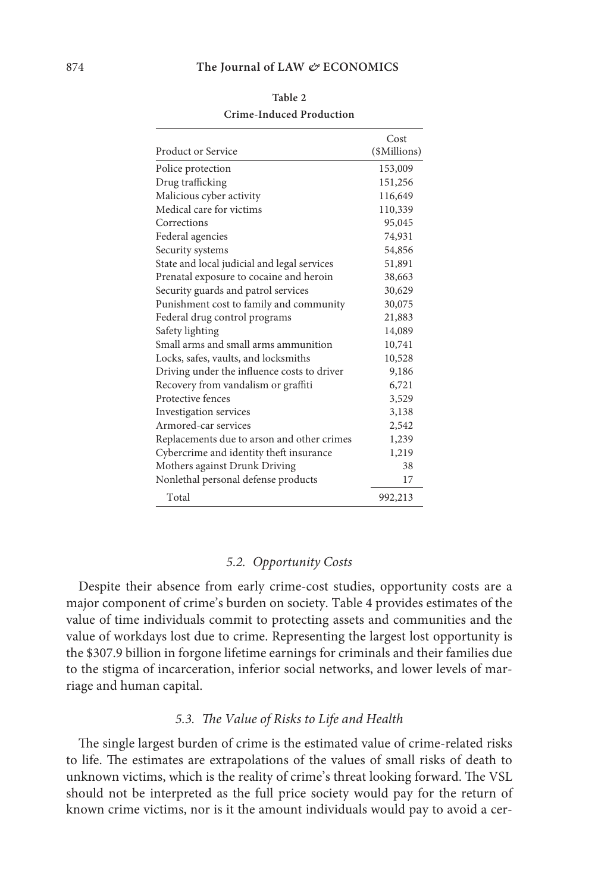**Table 2**

**Crime-Induced Production**

| Product or Service | Cost ($Millions) |
|---|---|
| Police protection | 153,009 |
| Drug trafficking | 151,256 |
| Malicious cyber activity | 116,649 |
| Medical care for victims | 110,339 |
| Corrections | 95,045 |
| Federal agencies | 74,931 |
| Security systems | 54,856 |
| State and local judicial and legal services | 51,891 |
| Prenatal exposure to cocaine and heroin | 38,663 |
| Security guards and patrol services | 30,629 |
| Punishment cost to family and community | 30,075 |
| Federal drug control programs | 21,883 |
| Safety lighting | 14,089 |
| Small arms and small arms ammunition | 10,741 |
| Locks, safes, vaults, and locksmiths | 10,528 |
| Driving under the influence costs to driver | 9,186 |
| Recovery from vandalism or graffiti | 6,721 |
| Protective fences | 3,529 |
| Investigation services | 3,138 |
| Armored-car services | 2,542 |
| Replacements due to arson and other crimes | 1,239 |
| Cybercrime and identity theft insurance | 1,219 |
| Mothers against Drunk Driving | 38 |
| Nonlethal personal defense products | 17 |
| Total | 992,213 |

### *5.2. Opportunity Costs*

Despite their absence from early crime-cost studies, opportunity costs are a major component of crime's burden on society. Table 4 provides estimates of the value of time individuals commit to protecting assets and communities and the value of workdays lost due to crime. Representing the largest lost opportunity is the $307.9 billion in forgone lifetime earnings for criminals and their families due to the stigma of incarceration, inferior social networks, and lower levels of marriage and human capital.

### *5.3. The Value of Risks to Life and Health*

The single largest burden of crime is the estimated value of crime-related risks to life. The estimates are extrapolations of the values of small risks of death to unknown victims, which is the reality of crime's threat looking forward. The VSL should not be interpreted as the full price society would pay for the return of known crime victims, nor is it the amount individuals would pay to avoid a cer-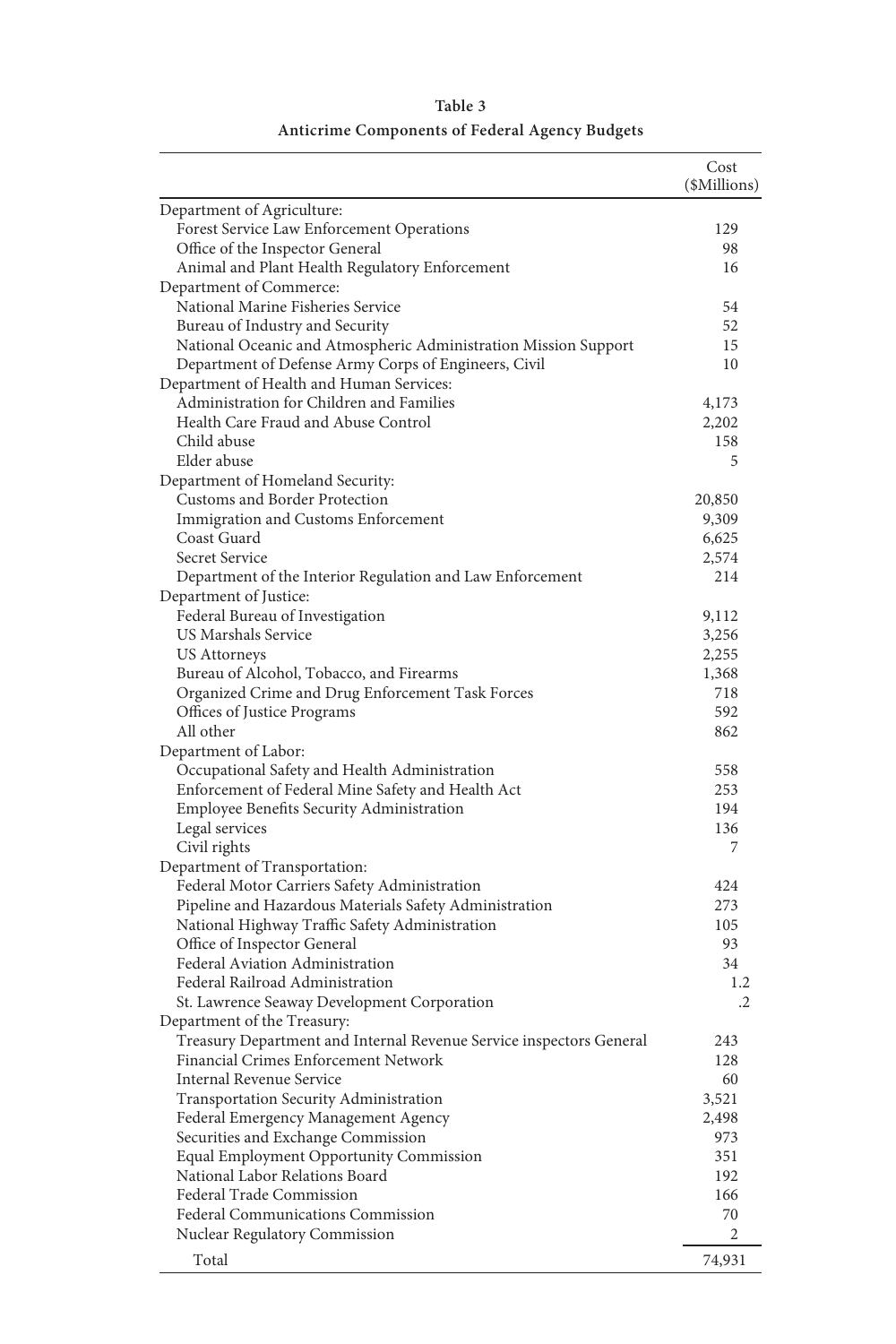**Table 3**

**Anticrime Components of Federal Agency Budgets**

| | Cost ($Millions) |
|---|---|
| Department of Agriculture: | |
| Forest Service Law Enforcement Operations | 129 |
| Office of the Inspector General | 98 |
| Animal and Plant Health Regulatory Enforcement | 16 |
| Department of Commerce: | |
| National Marine Fisheries Service | 54 |
| Bureau of Industry and Security | 52 |
| National Oceanic and Atmospheric Administration Mission Support | 15 |
| Department of Defense Army Corps of Engineers, Civil | 10 |
| Department of Health and Human Services: | |
| Administration for Children and Families | 4,173 |
| Health Care Fraud and Abuse Control | 2,202 |
| Child abuse | 158 |
| Elder abuse | 5 |
| Department of Homeland Security: | |
| Customs and Border Protection | 20,850 |
| Immigration and Customs Enforcement | 9,309 |
| Coast Guard | 6,625 |
| Secret Service | 2,574 |
| Department of the Interior Regulation and Law Enforcement | 214 |
| Department of Justice: | |
| Federal Bureau of Investigation | 9,112 |
| US Marshals Service | 3,256 |
| US Attorneys | 2,255 |
| Bureau of Alcohol, Tobacco, and Firearms | 1,368 |
| Organized Crime and Drug Enforcement Task Forces | 718 |
| Offices of Justice Programs | 592 |
| All other | 862 |
| Department of Labor: | |
| Occupational Safety and Health Administration | 558 |
| Enforcement of Federal Mine Safety and Health Act | 253 |
| Employee Benefits Security Administration | 194 |
| Legal services | 136 |
| Civil rights | 7 |
| Department of Transportation: | |
| Federal Motor Carriers Safety Administration | 424 |
| Pipeline and Hazardous Materials Safety Administration | 273 |
| National Highway Traffic Safety Administration | 105 |
| Office of Inspector General | 93 |
| Federal Aviation Administration | 34 |
| Federal Railroad Administration | 1.2 |
| St. Lawrence Seaway Development Corporation | .2 |
| Department of the Treasury: | |
| Treasury Department and Internal Revenue Service inspectors General | 243 |
| Financial Crimes Enforcement Network | 128 |
| Internal Revenue Service | 60 |
| Transportation Security Administration | 3,521 |
| Federal Emergency Management Agency | 2,498 |
| Securities and Exchange Commission | 973 |
| Equal Employment Opportunity Commission | 351 |
| National Labor Relations Board | 192 |
| Federal Trade Commission | 166 |
| Federal Communications Commission | 70 |
| Nuclear Regulatory Commission | 2 |
| Total | 74,931 |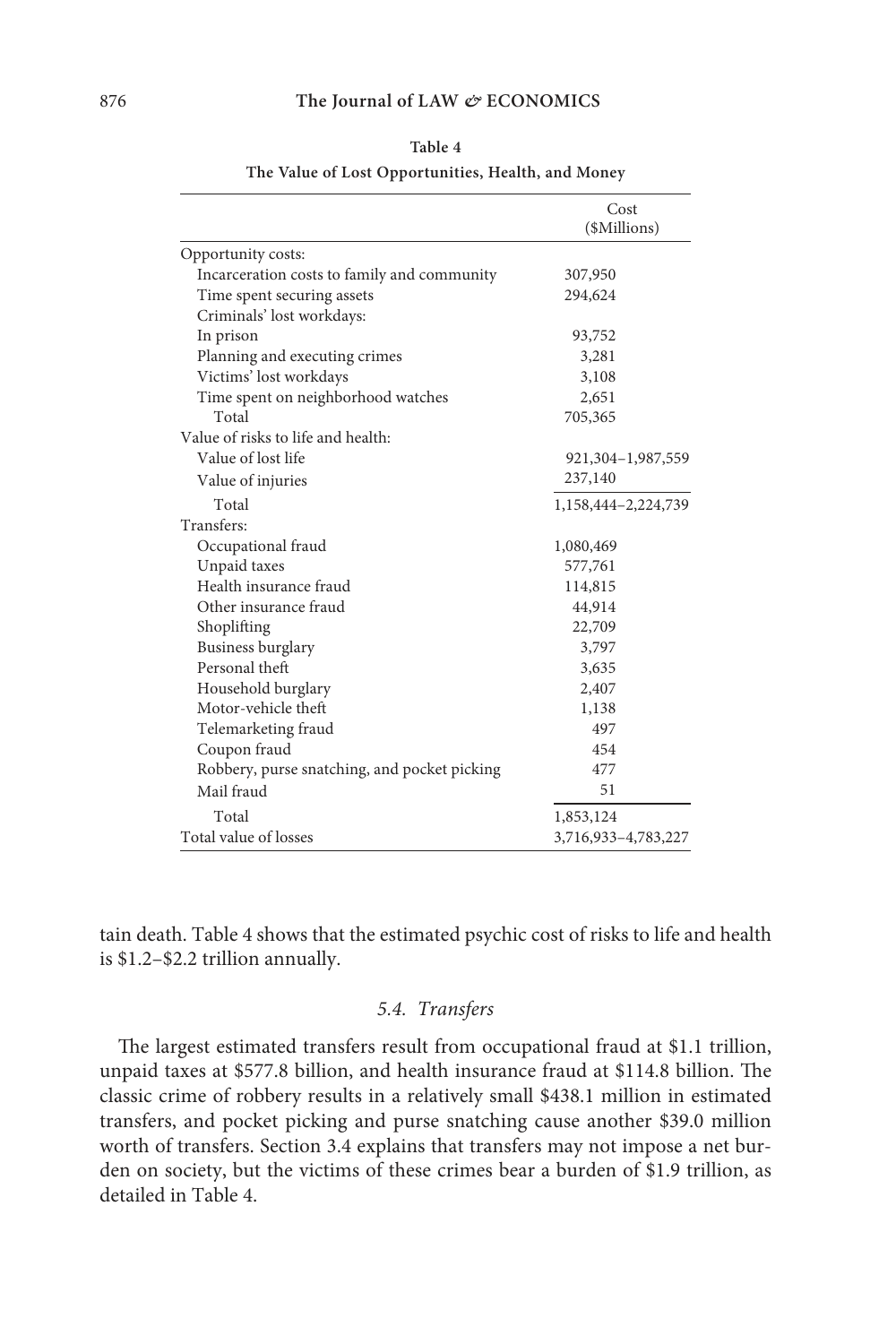**Table 4**

**The Value of Lost Opportunities, Health, and Money**

| | Cost ($Millions) |
|---|---|
| Opportunity costs: | |
| Incarceration costs to family and community | 307,950 |
| Time spent securing assets | 294,624 |
| Criminals' lost workdays: | |
| In prison | 93,752 |
| Planning and executing crimes | 3,281 |
| Victims' lost workdays | 3,108 |
| Time spent on neighborhood watches | 2,651 |
| Total | 705,365 |
| Value of risks to life and health: | |
| Value of lost life | 921,304–1,987,559 |
| Value of injuries | 237,140 |
| Total | 1,158,444–2,224,739 |
| Transfers: | |
| Occupational fraud | 1,080,469 |
| Unpaid taxes | 577,761 |
| Health insurance fraud | 114,815 |
| Other insurance fraud | 44,914 |
| Shoplifting | 22,709 |
| Business burglary | 3,797 |
| Personal theft | 3,635 |
| Household burglary | 2,407 |
| Motor-vehicle theft | 1,138 |
| Telemarketing fraud | 497 |
| Coupon fraud | 454 |
| Robbery, purse snatching, and pocket picking | 477 |
| Mail fraud | 51 |
| Total | 1,853,124 |
| Total value of losses | 3,716,933–4,783,227 |

tain death. Table 4 shows that the estimated psychic cost of risks to life and health is $1.2–$2.2 trillion annually.

### *5.4. Transfers*

The largest estimated transfers result from occupational fraud at $1.1 trillion, unpaid taxes at $577.8 billion, and health insurance fraud at $114.8 billion. The classic crime of robbery results in a relatively small $438.1 million in estimated transfers, and pocket picking and purse snatching cause another $39.0 million worth of transfers. Section 3.4 explains that transfers may not impose a net burden on society, but the victims of these crimes bear a burden of $1.9 trillion, as detailed in Table 4.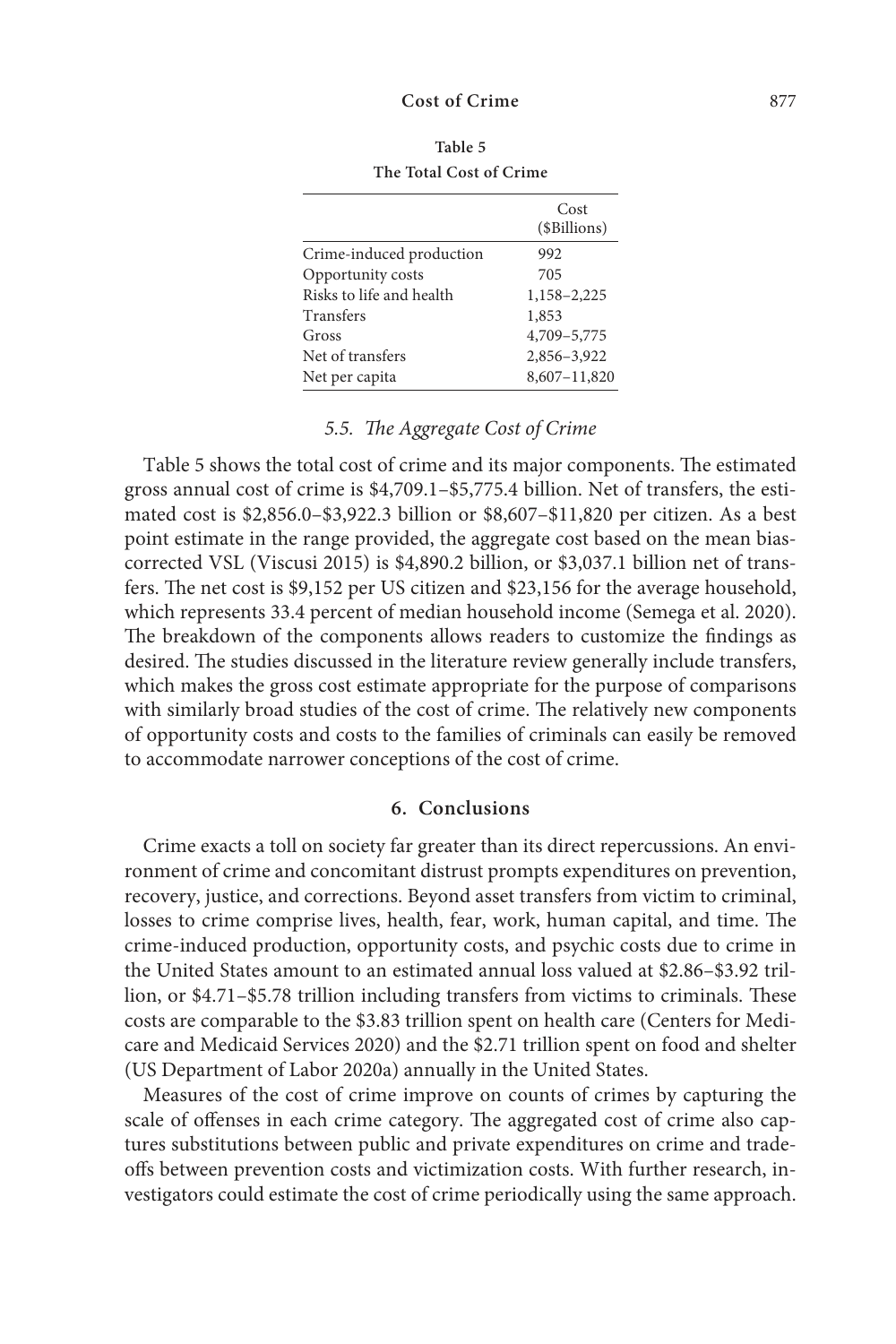Table 5

The Total Cost of Crime

| | Cost ($Billions) |
|---|---|
| Crime-induced production | 992 |
| Opportunity costs | 705 |
| Risks to life and health | 1,158–2,225 |
| Transfers | 1,853 |
| Gross | 4,709–5,775 |
| Net of transfers | 2,856–3,922 |
| Net per capita | 8,607–11,820 |

### *5.5. The Aggregate Cost of Crime*

Table 5 shows the total cost of crime and its major components. The estimated gross annual cost of crime is $4,709.1–$5,775.4 billion. Net of transfers, the estimated cost is $2,856.0–$3,922.3 billion or $8,607–$11,820 per citizen. As a best point estimate in the range provided, the aggregate cost based on the mean bias-corrected VSL (Viscusi 2015) is $4,890.2 billion, or $3,037.1 billion net of transfers. The net cost is $9,152 per US citizen and $23,156 for the average household, which represents 33.4 percent of median household income (Semega et al. 2020). The breakdown of the components allows readers to customize the findings as desired. The studies discussed in the literature review generally include transfers, which makes the gross cost estimate appropriate for the purpose of comparisons with similarly broad studies of the cost of crime. The relatively new components of opportunity costs and costs to the families of criminals can easily be removed to accommodate narrower conceptions of the cost of crime.

## 6. Conclusions

Crime exacts a toll on society far greater than its direct repercussions. An environment of crime and concomitant distrust prompts expenditures on prevention, recovery, justice, and corrections. Beyond asset transfers from victim to criminal, losses to crime comprise lives, health, fear, work, human capital, and time. The crime-induced production, opportunity costs, and psychic costs due to crime in the United States amount to an estimated annual loss valued at $2.86–$3.92 trillion, or $4.71–$5.78 trillion including transfers from victims to criminals. These costs are comparable to the $3.83 trillion spent on health care (Centers for Medicare and Medicaid Services 2020) and the $2.71 trillion spent on food and shelter (US Department of Labor 2020a) annually in the United States.

Measures of the cost of crime improve on counts of crimes by capturing the scale of offenses in each crime category. The aggregated cost of crime also captures substitutions between public and private expenditures on crime and tradeoffs between prevention costs and victimization costs. With further research, investigators could estimate the cost of crime periodically using the same approach.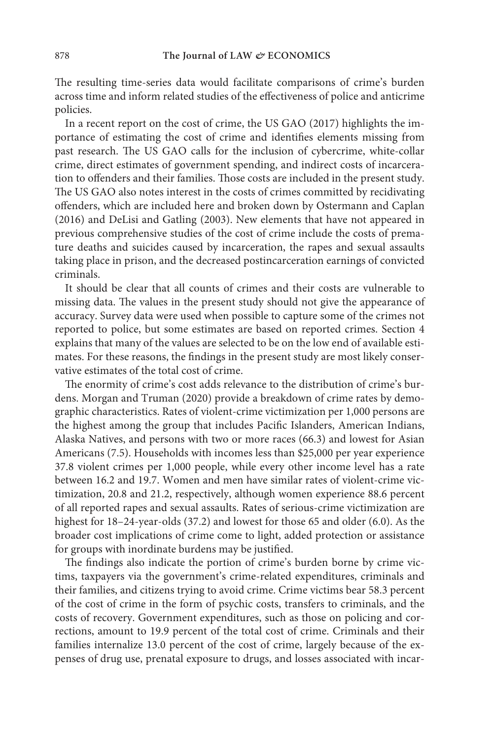The resulting time-series data would facilitate comparisons of crime's burden across time and inform related studies of the effectiveness of police and anticrime policies.

In a recent report on the cost of crime, the US GAO (2017) highlights the importance of estimating the cost of crime and identifies elements missing from past research. The US GAO calls for the inclusion of cybercrime, white-collar crime, direct estimates of government spending, and indirect costs of incarceration to offenders and their families. Those costs are included in the present study. The US GAO also notes interest in the costs of crimes committed by recidivating offenders, which are included here and broken down by Ostermann and Caplan (2016) and DeLisi and Gatling (2003). New elements that have not appeared in previous comprehensive studies of the cost of crime include the costs of premature deaths and suicides caused by incarceration, the rapes and sexual assaults taking place in prison, and the decreased postincarceration earnings of convicted criminals.

It should be clear that all counts of crimes and their costs are vulnerable to missing data. The values in the present study should not give the appearance of accuracy. Survey data were used when possible to capture some of the crimes not reported to police, but some estimates are based on reported crimes. Section 4 explains that many of the values are selected to be on the low end of available estimates. For these reasons, the findings in the present study are most likely conservative estimates of the total cost of crime.

The enormity of crime's cost adds relevance to the distribution of crime's burdens. Morgan and Truman (2020) provide a breakdown of crime rates by demographic characteristics. Rates of violent-crime victimization per 1,000 persons are the highest among the group that includes Pacific Islanders, American Indians, Alaska Natives, and persons with two or more races (66.3) and lowest for Asian Americans (7.5). Households with incomes less than $25,000 per year experience 37.8 violent crimes per 1,000 people, while every other income level has a rate between 16.2 and 19.7. Women and men have similar rates of violent-crime victimization, 20.8 and 21.2, respectively, although women experience 88.6 percent of all reported rapes and sexual assaults. Rates of serious-crime victimization are highest for 18–24-year-olds (37.2) and lowest for those 65 and older (6.0). As the broader cost implications of crime come to light, added protection or assistance for groups with inordinate burdens may be justified.

The findings also indicate the portion of crime's burden borne by crime victims, taxpayers via the government's crime-related expenditures, criminals and their families, and citizens trying to avoid crime. Crime victims bear 58.3 percent of the cost of crime in the form of psychic costs, transfers to criminals, and the costs of recovery. Government expenditures, such as those on policing and corrections, amount to 19.9 percent of the total cost of crime. Criminals and their families internalize 13.0 percent of the cost of crime, largely because of the expenses of drug use, prenatal exposure to drugs, and losses associated with incar-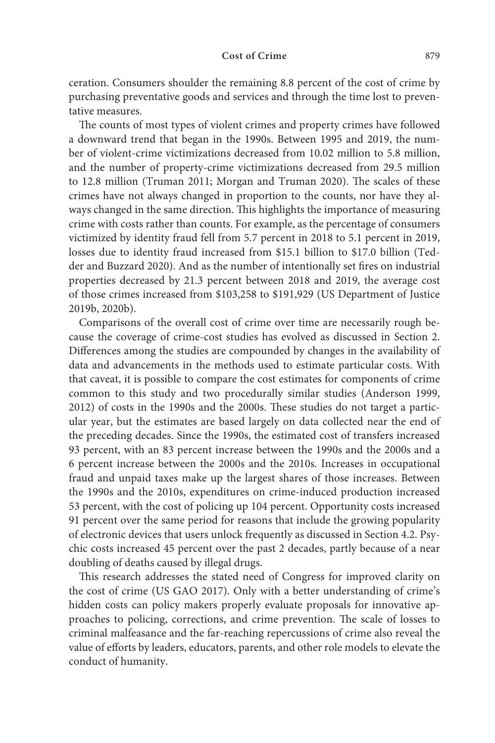ceration. Consumers shoulder the remaining 8.8 percent of the cost of crime by purchasing preventative goods and services and through the time lost to preventative measures.

The counts of most types of violent crimes and property crimes have followed a downward trend that began in the 1990s. Between 1995 and 2019, the number of violent-crime victimizations decreased from 10.02 million to 5.8 million, and the number of property-crime victimizations decreased from 29.5 million to 12.8 million (Truman 2011; Morgan and Truman 2020). The scales of these crimes have not always changed in proportion to the counts, nor have they always changed in the same direction. This highlights the importance of measuring crime with costs rather than counts. For example, as the percentage of consumers victimized by identity fraud fell from 5.7 percent in 2018 to 5.1 percent in 2019, losses due to identity fraud increased from $15.1 billion to $17.0 billion (Tedder and Buzzard 2020). And as the number of intentionally set fires on industrial properties decreased by 21.3 percent between 2018 and 2019, the average cost of those crimes increased from $103,258 to $191,929 (US Department of Justice 2019b, 2020b).

Comparisons of the overall cost of crime over time are necessarily rough because the coverage of crime-cost studies has evolved as discussed in Section 2. Differences among the studies are compounded by changes in the availability of data and advancements in the methods used to estimate particular costs. With that caveat, it is possible to compare the cost estimates for components of crime common to this study and two procedurally similar studies (Anderson 1999, 2012) of costs in the 1990s and the 2000s. These studies do not target a particular year, but the estimates are based largely on data collected near the end of the preceding decades. Since the 1990s, the estimated cost of transfers increased 93 percent, with an 83 percent increase between the 1990s and the 2000s and a 6 percent increase between the 2000s and the 2010s. Increases in occupational fraud and unpaid taxes make up the largest shares of those increases. Between the 1990s and the 2010s, expenditures on crime-induced production increased 53 percent, with the cost of policing up 104 percent. Opportunity costs increased 91 percent over the same period for reasons that include the growing popularity of electronic devices that users unlock frequently as discussed in Section 4.2. Psychic costs increased 45 percent over the past 2 decades, partly because of a near doubling of deaths caused by illegal drugs.

This research addresses the stated need of Congress for improved clarity on the cost of crime (US GAO 2017). Only with a better understanding of crime's hidden costs can policy makers properly evaluate proposals for innovative approaches to policing, corrections, and crime prevention. The scale of losses to criminal malfeasance and the far-reaching repercussions of crime also reveal the value of efforts by leaders, educators, parents, and other role models to elevate the conduct of humanity.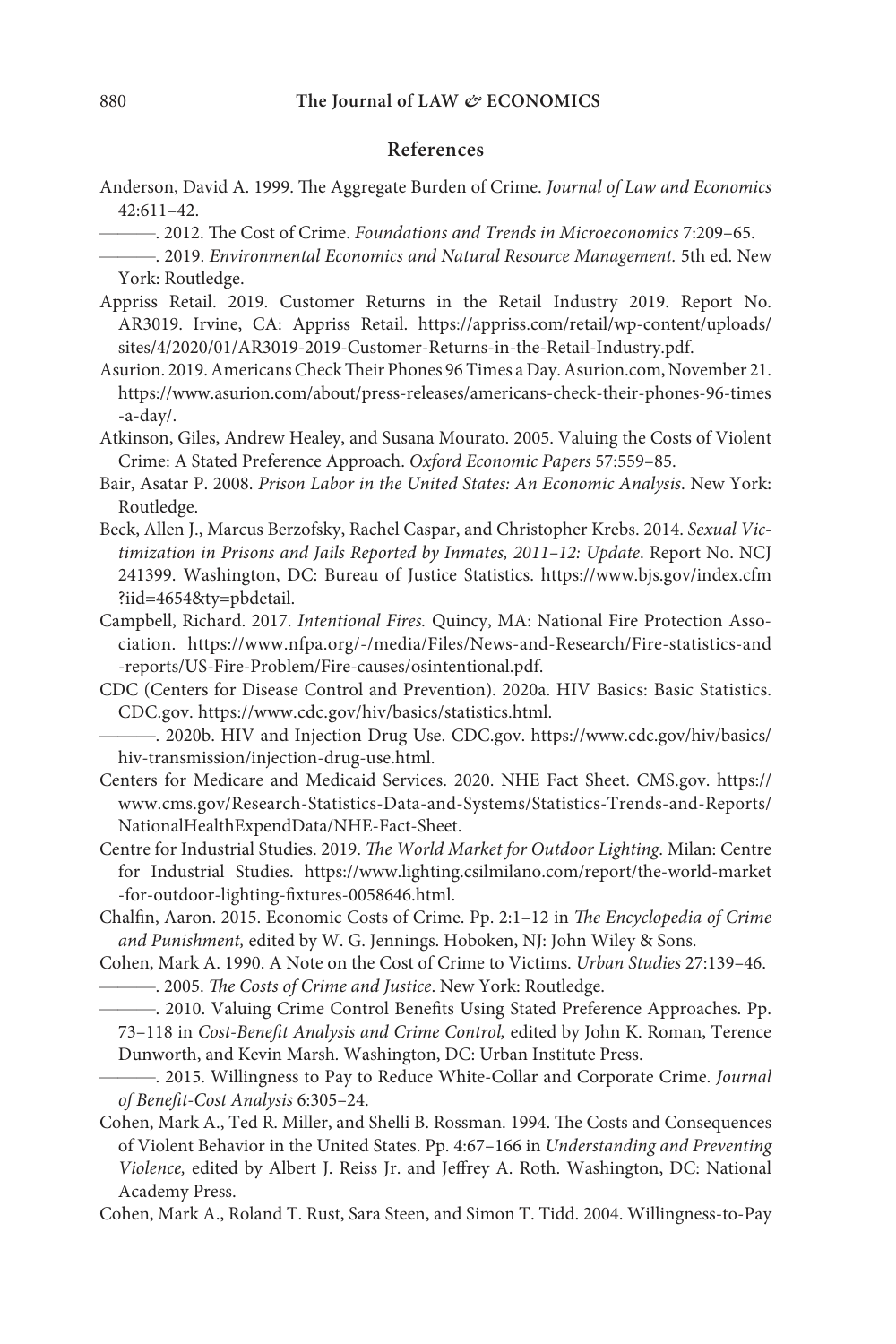## References

Anderson, David A. 1999. The Aggregate Burden of Crime. *Journal of Law and Economics* 42:611–42.

———. 2012. The Cost of Crime. *Foundations and Trends in Microeconomics* 7:209–65.

———. 2019. *Environmental Economics and Natural Resource Management.* 5th ed. New York: Routledge.

Appriss Retail. 2019. Customer Returns in the Retail Industry 2019. Report No. AR3019. Irvine, CA: Appriss Retail. https://appriss.com/retail/wp-content/uploads/sites/4/2020/01/AR3019-2019-Customer-Returns-in-the-Retail-Industry.pdf.

Asurion. 2019. Americans Check Their Phones 96 Times a Day. Asurion.com, November 21. https://www.asurion.com/about/press-releases/americans-check-their-phones-96-times-a-day/.

Atkinson, Giles, Andrew Healey, and Susana Mourato. 2005. Valuing the Costs of Violent Crime: A Stated Preference Approach. *Oxford Economic Papers* 57:559–85.

Bair, Asatar P. 2008. *Prison Labor in the United States: An Economic Analysis.* New York: Routledge.

Beck, Allen J., Marcus Berzofsky, Rachel Caspar, and Christopher Krebs. 2014. *Sexual Victimization in Prisons and Jails Reported by Inmates, 2011–12: Update*. Report No. NCJ 241399. Washington, DC: Bureau of Justice Statistics. https://www.bjs.gov/index.cfm?iid=4654&ty=pbdetail.

Campbell, Richard. 2017. *Intentional Fires.* Quincy, MA: National Fire Protection Association. https://www.nfpa.org/-/media/Files/News-and-Research/Fire-statistics-and-reports/US-Fire-Problem/Fire-causes/osintentional.pdf.

CDC (Centers for Disease Control and Prevention). 2020a. HIV Basics: Basic Statistics. CDC.gov. https://www.cdc.gov/hiv/basics/statistics.html.

———. 2020b. HIV and Injection Drug Use. CDC.gov. https://www.cdc.gov/hiv/basics/hiv-transmission/injection-drug-use.html.

Centers for Medicare and Medicaid Services. 2020. NHE Fact Sheet. CMS.gov. https://www.cms.gov/Research-Statistics-Data-and-Systems/Statistics-Trends-and-Reports/NationalHealthExpendData/NHE-Fact-Sheet.

Centre for Industrial Studies. 2019. *The World Market for Outdoor Lighting.* Milan: Centre for Industrial Studies. https://www.lighting.csilmilano.com/report/the-world-market-for-outdoor-lighting-fixtures-0058646.html.

Chalfin, Aaron. 2015. Economic Costs of Crime. Pp. 2:1–12 in *The Encyclopedia of Crime and Punishment,* edited by W. G. Jennings. Hoboken, NJ: John Wiley & Sons.

Cohen, Mark A. 1990. A Note on the Cost of Crime to Victims. *Urban Studies* 27:139–46.

———. 2005. *The Costs of Crime and Justice*. New York: Routledge.

———. 2010. Valuing Crime Control Benefits Using Stated Preference Approaches. Pp. 73–118 in *Cost-Benefit Analysis and Crime Control,* edited by John K. Roman, Terence Dunworth, and Kevin Marsh. Washington, DC: Urban Institute Press.

———. 2015. Willingness to Pay to Reduce White-Collar and Corporate Crime. *Journal of Benefit-Cost Analysis* 6:305–24.

Cohen, Mark A., Ted R. Miller, and Shelli B. Rossman. 1994. The Costs and Consequences of Violent Behavior in the United States. Pp. 4:67–166 in *Understanding and Preventing Violence,* edited by Albert J. Reiss Jr. and Jeffrey A. Roth. Washington, DC: National Academy Press.

Cohen, Mark A., Roland T. Rust, Sara Steen, and Simon T. Tidd. 2004. Willingness-to-Pay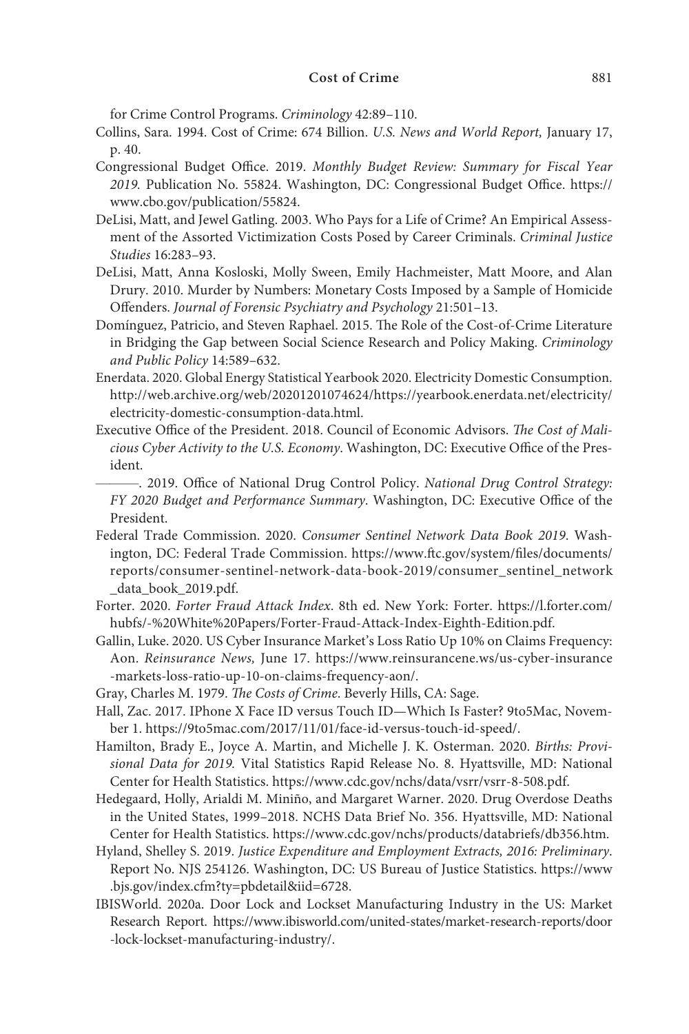for Crime Control Programs. *Criminology* 42:89–110.

Collins, Sara. 1994. Cost of Crime: 674 Billion. *U.S. News and World Report,* January 17, p. 40.

Congressional Budget Office. 2019. *Monthly Budget Review: Summary for Fiscal Year 2019.* Publication No. 55824. Washington, DC: Congressional Budget Office. https://www.cbo.gov/publication/55824.

DeLisi, Matt, and Jewel Gatling. 2003. Who Pays for a Life of Crime? An Empirical Assessment of the Assorted Victimization Costs Posed by Career Criminals. *Criminal Justice Studies* 16:283–93.

DeLisi, Matt, Anna Kosloski, Molly Sween, Emily Hachmeister, Matt Moore, and Alan Drury. 2010. Murder by Numbers: Monetary Costs Imposed by a Sample of Homicide Offenders. *Journal of Forensic Psychiatry and Psychology* 21:501–13.

Domínguez, Patricio, and Steven Raphael. 2015. The Role of the Cost-of-Crime Literature in Bridging the Gap between Social Science Research and Policy Making. *Criminology and Public Policy* 14:589–632.

Enerdata. 2020. Global Energy Statistical Yearbook 2020. Electricity Domestic Consumption. http://web.archive.org/web/20201201074624/https://yearbook.enerdata.net/electricity/electricity-domestic-consumption-data.html.

Executive Office of the President. 2018. Council of Economic Advisors. *The Cost of Malicious Cyber Activity to the U.S. Economy*. Washington, DC: Executive Office of the President.

———. 2019. Office of National Drug Control Policy. *National Drug Control Strategy: FY 2020 Budget and Performance Summary*. Washington, DC: Executive Office of the President.

Federal Trade Commission. 2020. *Consumer Sentinel Network Data Book 2019*. Washington, DC: Federal Trade Commission. https://www.ftc.gov/system/files/documents/reports/consumer-sentinel-network-data-book-2019/consumer_sentinel_network_data_book_2019.pdf.

Forter. 2020. *Forter Fraud Attack Index*. 8th ed. New York: Forter. https://l.forter.com/hubfs/-%20White%20Papers/Forter-Fraud-Attack-Index-Eighth-Edition.pdf.

Gallin, Luke. 2020. US Cyber Insurance Market's Loss Ratio Up 10% on Claims Frequency: Aon. *Reinsurance News,* June 17. https://www.reinsurancene.ws/us-cyber-insurance-markets-loss-ratio-up-10-on-claims-frequency-aon/.

Gray, Charles M. 1979. *The Costs of Crime*. Beverly Hills, CA: Sage.

Hall, Zac. 2017. IPhone X Face ID versus Touch ID—Which Is Faster? 9to5Mac, November 1. https://9to5mac.com/2017/11/01/face-id-versus-touch-id-speed/.

Hamilton, Brady E., Joyce A. Martin, and Michelle J. K. Osterman. 2020. *Births: Provisional Data for 2019.* Vital Statistics Rapid Release No. 8. Hyattsville, MD: National Center for Health Statistics. https://www.cdc.gov/nchs/data/vsrr/vsrr-8-508.pdf.

Hedegaard, Holly, Arialdi M. Miniño, and Margaret Warner. 2020. Drug Overdose Deaths in the United States, 1999–2018. NCHS Data Brief No. 356. Hyattsville, MD: National Center for Health Statistics. https://www.cdc.gov/nchs/products/databriefs/db356.htm.

Hyland, Shelley S. 2019. *Justice Expenditure and Employment Extracts, 2016: Preliminary*. Report No. NJS 254126. Washington, DC: US Bureau of Justice Statistics. https://www.bjs.gov/index.cfm?ty=pbdetail&iid=6728.

IBISWorld. 2020a. Door Lock and Lockset Manufacturing Industry in the US: Market Research Report. https://www.ibisworld.com/united-states/market-research-reports/door-lock-lockset-manufacturing-industry/.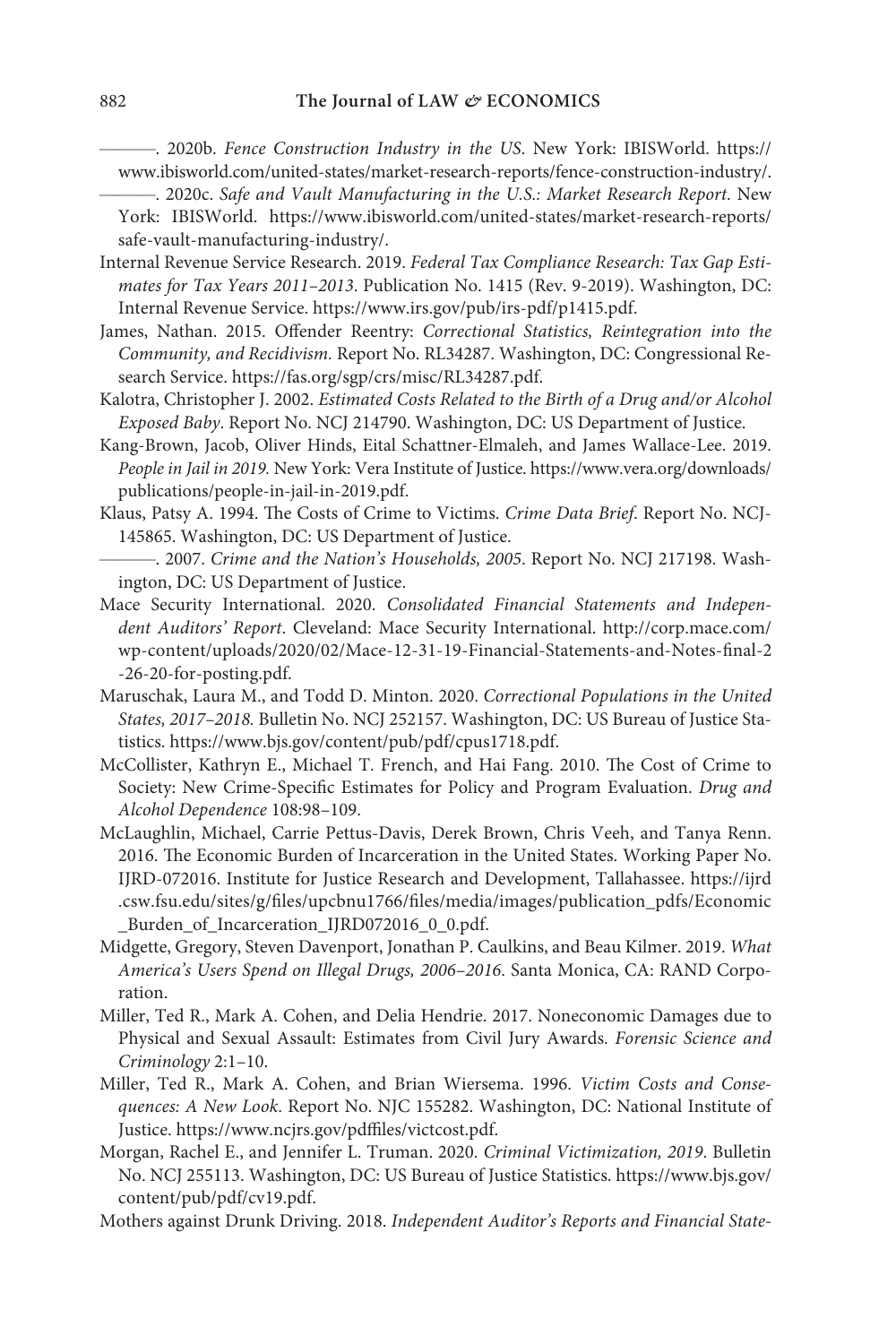———. 2020b. *Fence Construction Industry in the US*. New York: IBISWorld. https://www.ibisworld.com/united-states/market-research-reports/fence-construction-industry/.

———. 2020c. *Safe and Vault Manufacturing in the U.S.: Market Research Report*. New York: IBISWorld. https://www.ibisworld.com/united-states/market-research-reports/safe-vault-manufacturing-industry/.

Internal Revenue Service Research. 2019. *Federal Tax Compliance Research: Tax Gap Estimates for Tax Years 2011–2013*. Publication No. 1415 (Rev. 9-2019). Washington, DC: Internal Revenue Service. https://www.irs.gov/pub/irs-pdf/p1415.pdf.

James, Nathan. 2015. *Offender Reentry: Correctional Statistics, Reintegration into the Community, and Recidivism*. Report No. RL34287. Washington, DC: Congressional Research Service. https://fas.org/sgp/crs/misc/RL34287.pdf.

Kalotra, Christopher J. 2002. *Estimated Costs Related to the Birth of a Drug and/or Alcohol Exposed Baby*. Report No. NCJ 214790. Washington, DC: US Department of Justice.

Kang-Brown, Jacob, Oliver Hinds, Eital Schattner-Elmaleh, and James Wallace-Lee. 2019. *People in Jail in 2019*. New York: Vera Institute of Justice. https://www.vera.org/downloads/publications/people-in-jail-in-2019.pdf.

Klaus, Patsy A. 1994. The Costs of Crime to Victims. *Crime Data Brief*. Report No. NCJ-145865. Washington, DC: US Department of Justice.

———. 2007. *Crime and the Nation's Households, 2005*. Report No. NCJ 217198. Washington, DC: US Department of Justice.

Mace Security International. 2020. *Consolidated Financial Statements and Independent Auditors' Report*. Cleveland: Mace Security International. http://corp.mace.com/wp-content/uploads/2020/02/Mace-12-31-19-Financial-Statements-and-Notes-final-2-26-20-for-posting.pdf.

Maruschak, Laura M., and Todd D. Minton. 2020. *Correctional Populations in the United States, 2017–2018*. Bulletin No. NCJ 252157. Washington, DC: US Bureau of Justice Statistics. https://www.bjs.gov/content/pub/pdf/cpus1718.pdf.

McCollister, Kathryn E., Michael T. French, and Hai Fang. 2010. The Cost of Crime to Society: New Crime-Specific Estimates for Policy and Program Evaluation. *Drug and Alcohol Dependence* 108:98–109.

McLaughlin, Michael, Carrie Pettus-Davis, Derek Brown, Chris Veeh, and Tanya Renn. 2016. The Economic Burden of Incarceration in the United States. Working Paper No. IJRD-072016. Institute for Justice Research and Development, Tallahassee. https://ijrd.csw.fsu.edu/sites/g/files/upcbnu1766/files/media/images/publication_pdfs/Economic_Burden_of_Incarceration_IJRD072016_0_0.pdf.

Midgette, Gregory, Steven Davenport, Jonathan P. Caulkins, and Beau Kilmer. 2019. *What America's Users Spend on Illegal Drugs, 2006–2016*. Santa Monica, CA: RAND Corporation.

Miller, Ted R., Mark A. Cohen, and Delia Hendrie. 2017. Noneconomic Damages due to Physical and Sexual Assault: Estimates from Civil Jury Awards. *Forensic Science and Criminology* 2:1–10.

Miller, Ted R., Mark A. Cohen, and Brian Wiersema. 1996. *Victim Costs and Consequences: A New Look*. Report No. NJC 155282. Washington, DC: National Institute of Justice. https://www.ncjrs.gov/pdffiles/victcost.pdf.

Morgan, Rachel E., and Jennifer L. Truman. 2020. *Criminal Victimization, 2019*. Bulletin No. NCJ 255113. Washington, DC: US Bureau of Justice Statistics. https://www.bjs.gov/content/pub/pdf/cv19.pdf.

Mothers against Drunk Driving. 2018. *Independent Auditor's Reports and Financial State-*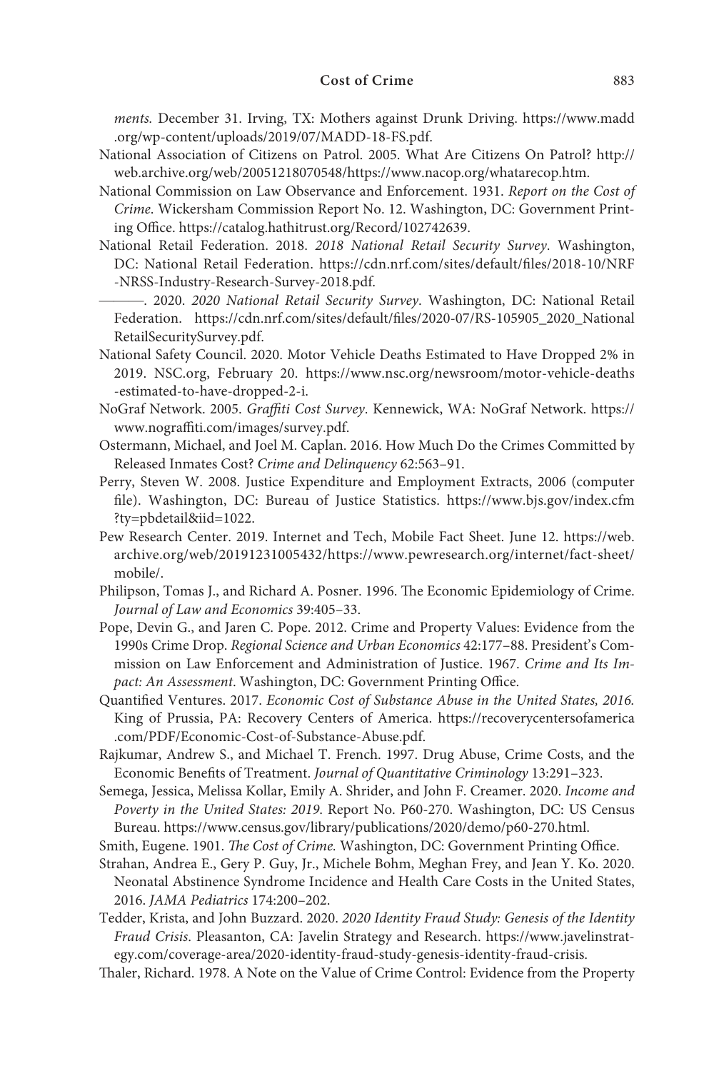*ments.* December 31. Irving, TX: Mothers against Drunk Driving. https://www.madd.org/wp-content/uploads/2019/07/MADD-18-FS.pdf.

National Association of Citizens on Patrol. 2005. What Are Citizens On Patrol? http://web.archive.org/web/20051218070548/https://www.nacop.org/whatarecop.htm.

National Commission on Law Observance and Enforcement. 1931. *Report on the Cost of Crime*. Wickersham Commission Report No. 12. Washington, DC: Government Printing Office. https://catalog.hathitrust.org/Record/102742639.

National Retail Federation. 2018. *2018 National Retail Security Survey*. Washington, DC: National Retail Federation. https://cdn.nrf.com/sites/default/files/2018-10/NRF-NRSS-Industry-Research-Survey-2018.pdf.

———. 2020. *2020 National Retail Security Survey*. Washington, DC: National Retail Federation. https://cdn.nrf.com/sites/default/files/2020-07/RS-105905_2020_NationalRetailSecuritySurvey.pdf.

National Safety Council. 2020. Motor Vehicle Deaths Estimated to Have Dropped 2% in 2019. NSC.org, February 20. https://www.nsc.org/newsroom/motor-vehicle-deaths-estimated-to-have-dropped-2-i.

NoGraf Network. 2005. *Graffiti Cost Survey*. Kennewick, WA: NoGraf Network. https://www.nograffiti.com/images/survey.pdf.

Ostermann, Michael, and Joel M. Caplan. 2016. How Much Do the Crimes Committed by Released Inmates Cost? *Crime and Delinquency* 62:563–91.

Perry, Steven W. 2008. Justice Expenditure and Employment Extracts, 2006 (computer file). Washington, DC: Bureau of Justice Statistics. https://www.bjs.gov/index.cfm?ty=pbdetail&iid=1022.

Pew Research Center. 2019. Internet and Tech, Mobile Fact Sheet. June 12. https://web.archive.org/web/20191231005432/https://www.pewresearch.org/internet/fact-sheet/mobile/.

Philipson, Tomas J., and Richard A. Posner. 1996. The Economic Epidemiology of Crime. *Journal of Law and Economics* 39:405–33.

Pope, Devin G., and Jaren C. Pope. 2012. Crime and Property Values: Evidence from the 1990s Crime Drop. *Regional Science and Urban Economics* 42:177–88. President's Commission on Law Enforcement and Administration of Justice. 1967. *Crime and Its Impact: An Assessment*. Washington, DC: Government Printing Office.

Quantified Ventures. 2017. *Economic Cost of Substance Abuse in the United States, 2016.* King of Prussia, PA: Recovery Centers of America. https://recoverycentersofamerica.com/PDF/Economic-Cost-of-Substance-Abuse.pdf.

Rajkumar, Andrew S., and Michael T. French. 1997. Drug Abuse, Crime Costs, and the Economic Benefits of Treatment. *Journal of Quantitative Criminology* 13:291–323.

Semega, Jessica, Melissa Kollar, Emily A. Shrider, and John F. Creamer. 2020. *Income and Poverty in the United States: 2019*. Report No. P60-270. Washington, DC: US Census Bureau. https://www.census.gov/library/publications/2020/demo/p60-270.html.

Smith, Eugene. 1901. *The Cost of Crime.* Washington, DC: Government Printing Office.

Strahan, Andrea E., Gery P. Guy, Jr., Michele Bohm, Meghan Frey, and Jean Y. Ko. 2020. Neonatal Abstinence Syndrome Incidence and Health Care Costs in the United States, 2016. *JAMA Pediatrics* 174:200–202.

Tedder, Krista, and John Buzzard. 2020. *2020 Identity Fraud Study: Genesis of the Identity Fraud Crisis*. Pleasanton, CA: Javelin Strategy and Research. https://www.javelinstrategy.com/coverage-area/2020-identity-fraud-study-genesis-identity-fraud-crisis.

Thaler, Richard. 1978. A Note on the Value of Crime Control: Evidence from the Property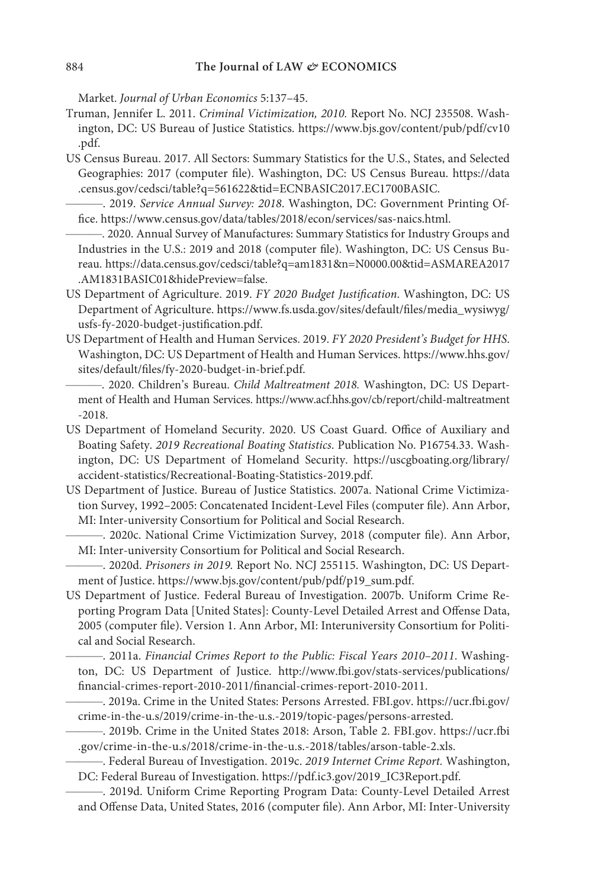Market. *Journal of Urban Economics* 5:137–45.

Truman, Jennifer L. 2011. *Criminal Victimization, 2010.* Report No. NCJ 235508. Washington, DC: US Bureau of Justice Statistics. https://www.bjs.gov/content/pub/pdf/cv10.pdf.

US Census Bureau. 2017. All Sectors: Summary Statistics for the U.S., States, and Selected Geographies: 2017 (computer file). Washington, DC: US Census Bureau. https://data.census.gov/cedsci/table?q=561622&tid=ECNBASIC2017.EC1700BASIC.

———. 2019. *Service Annual Survey: 2018.* Washington, DC: Government Printing Office. https://www.census.gov/data/tables/2018/econ/services/sas-naics.html.

———. 2020. Annual Survey of Manufactures: Summary Statistics for Industry Groups and Industries in the U.S.: 2019 and 2018 (computer file). Washington, DC: US Census Bureau. https://data.census.gov/cedsci/table?q=am1831&n=N0000.00&tid=ASMAREA2017.AM1831BASIC01&hidePreview=false.

US Department of Agriculture. 2019. *FY 2020 Budget Justification*. Washington, DC: US Department of Agriculture. https://www.fs.usda.gov/sites/default/files/media_wysiwyg/usfs-fy-2020-budget-justification.pdf.

US Department of Health and Human Services. 2019. *FY 2020 President's Budget for HHS*. Washington, DC: US Department of Health and Human Services. https://www.hhs.gov/sites/default/files/fy-2020-budget-in-brief.pdf.

———. 2020. Children's Bureau. *Child Maltreatment 2018.* Washington, DC: US Department of Health and Human Services. https://www.acf.hhs.gov/cb/report/child-maltreatment-2018.

US Department of Homeland Security. 2020. US Coast Guard. Office of Auxiliary and Boating Safety. *2019 Recreational Boating Statistics*. Publication No. P16754.33. Washington, DC: US Department of Homeland Security. https://uscgboating.org/library/accident-statistics/Recreational-Boating-Statistics-2019.pdf.

US Department of Justice. Bureau of Justice Statistics. 2007a. National Crime Victimization Survey, 1992–2005: Concatenated Incident-Level Files (computer file). Ann Arbor, MI: Inter-university Consortium for Political and Social Research.

———. 2020c. National Crime Victimization Survey, 2018 (computer file). Ann Arbor, MI: Inter-university Consortium for Political and Social Research.

———. 2020d. *Prisoners in 2019.* Report No. NCJ 255115. Washington, DC: US Department of Justice. https://www.bjs.gov/content/pub/pdf/p19_sum.pdf.

US Department of Justice. Federal Bureau of Investigation. 2007b. Uniform Crime Reporting Program Data [United States]: County-Level Detailed Arrest and Offense Data, 2005 (computer file). Version 1. Ann Arbor, MI: Interuniversity Consortium for Political and Social Research.

———. 2011a. *Financial Crimes Report to the Public: Fiscal Years 2010–2011*. Washington, DC: US Department of Justice. http://www.fbi.gov/stats-services/publications/financial-crimes-report-2010-2011/financial-crimes-report-2010-2011.

———. 2019a. Crime in the United States: Persons Arrested. FBI.gov. https://ucr.fbi.gov/crime-in-the-u.s/2019/crime-in-the-u.s.-2019/topic-pages/persons-arrested.

———. 2019b. Crime in the United States 2018: Arson, Table 2. FBI.gov. https://ucr.fbi.gov/crime-in-the-u.s/2018/crime-in-the-u.s.-2018/tables/arson-table-2.xls.

———. Federal Bureau of Investigation. 2019c. *2019 Internet Crime Report.* Washington, DC: Federal Bureau of Investigation. https://pdf.ic3.gov/2019_IC3Report.pdf.

———. 2019d. Uniform Crime Reporting Program Data: County-Level Detailed Arrest and Offense Data, United States, 2016 (computer file). Ann Arbor, MI: Inter-University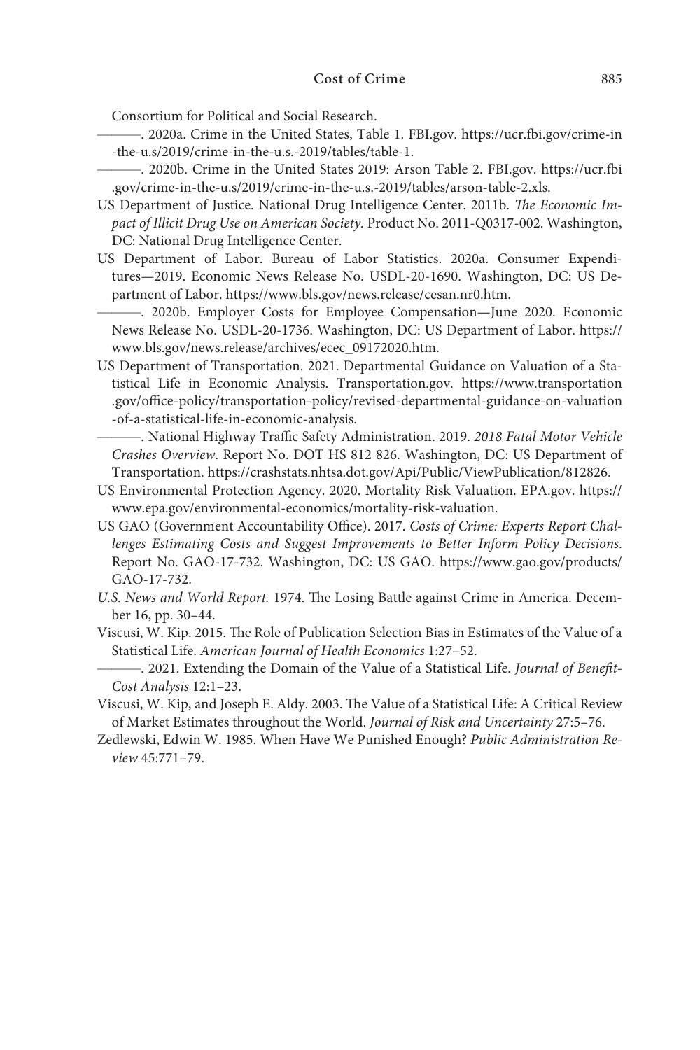Consortium for Political and Social Research.

———. 2020a. Crime in the United States, Table 1. FBI.gov. https://ucr.fbi.gov/crime-in-the-u.s/2019/crime-in-the-u.s.-2019/tables/table-1.

———. 2020b. Crime in the United States 2019: Arson Table 2. FBI.gov. https://ucr.fbi.gov/crime-in-the-u.s/2019/crime-in-the-u.s.-2019/tables/arson-table-2.xls.

US Department of Justice. National Drug Intelligence Center. 2011b. *The Economic Impact of Illicit Drug Use on American Society*. Product No. 2011-Q0317-002. Washington, DC: National Drug Intelligence Center.

US Department of Labor. Bureau of Labor Statistics. 2020a. Consumer Expenditures—2019. Economic News Release No. USDL-20-1690. Washington, DC: US Department of Labor. https://www.bls.gov/news.release/cesan.nr0.htm.

———. 2020b. Employer Costs for Employee Compensation—June 2020. Economic News Release No. USDL-20-1736. Washington, DC: US Department of Labor. https://www.bls.gov/news.release/archives/ecec_09172020.htm.

US Department of Transportation. 2021. Departmental Guidance on Valuation of a Statistical Life in Economic Analysis. Transportation.gov. https://www.transportation.gov/office-policy/transportation-policy/revised-departmental-guidance-on-valuation-of-a-statistical-life-in-economic-analysis.

———. National Highway Traffic Safety Administration. 2019. *2018 Fatal Motor Vehicle Crashes Overview*. Report No. DOT HS 812 826. Washington, DC: US Department of Transportation. https://crashstats.nhtsa.dot.gov/Api/Public/ViewPublication/812826.

US Environmental Protection Agency. 2020. Mortality Risk Valuation. EPA.gov. https://www.epa.gov/environmental-economics/mortality-risk-valuation.

US GAO (Government Accountability Office). 2017. *Costs of Crime: Experts Report Challenges Estimating Costs and Suggest Improvements to Better Inform Policy Decisions*. Report No. GAO-17-732. Washington, DC: US GAO. https://www.gao.gov/products/GAO-17-732.

*U.S. News and World Report.* 1974. The Losing Battle against Crime in America. December 16, pp. 30–44.

Viscusi, W. Kip. 2015. The Role of Publication Selection Bias in Estimates of the Value of a Statistical Life. *American Journal of Health Economics* 1:27–52.

———. 2021. Extending the Domain of the Value of a Statistical Life. *Journal of Benefit-Cost Analysis* 12:1–23.

Viscusi, W. Kip, and Joseph E. Aldy. 2003. The Value of a Statistical Life: A Critical Review of Market Estimates throughout the World. *Journal of Risk and Uncertainty* 27:5–76.

Zedlewski, Edwin W. 1985. When Have We Punished Enough? *Public Administration Review* 45:771–79.